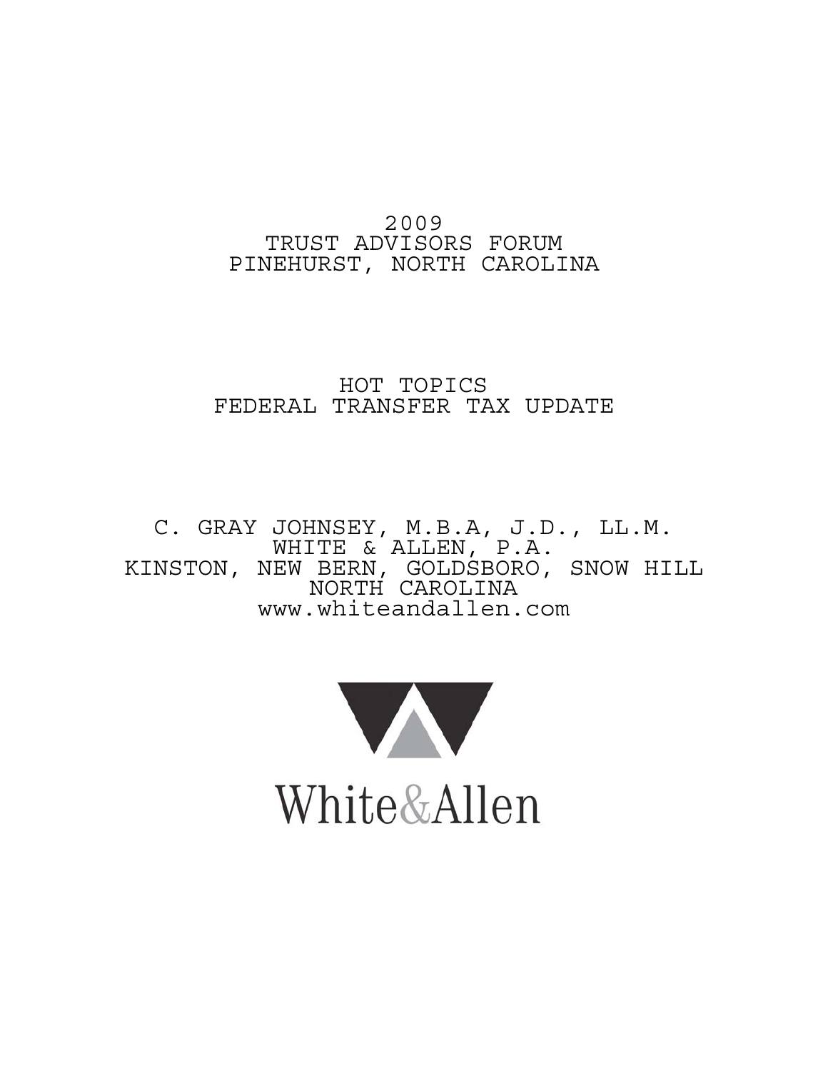2009
TRUST ADVISORS FORUM
PINEHURST, NORTH CAROLINA

# HOT TOPICS
# FEDERAL TRANSFER TAX UPDATE

C. GRAY JOHNSEY, M.B.A, J.D., LL.M.
WHITE & ALLEN, P.A.
KINSTON, NEW BERN, GOLDSBORO, SNOW HILL
NORTH CAROLINA
www.whiteandallen.com

White&Allen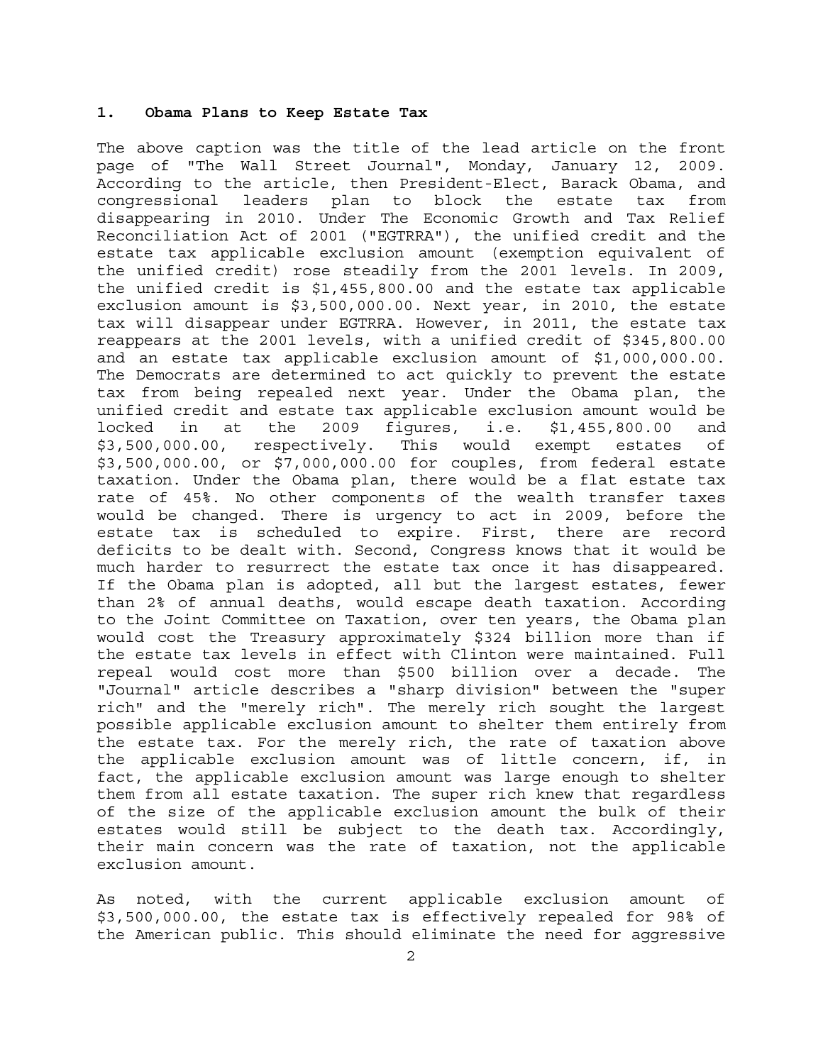## 1. Obama Plans to Keep Estate Tax

The above caption was the title of the lead article on the front page of "The Wall Street Journal", Monday, January 12, 2009. According to the article, then President-Elect, Barack Obama, and congressional leaders plan to block the estate tax from disappearing in 2010. Under The Economic Growth and Tax Relief Reconciliation Act of 2001 ("EGTRRA"), the unified credit and the estate tax applicable exclusion amount (exemption equivalent of the unified credit) rose steadily from the 2001 levels. In 2009, the unified credit is $1,455,800.00 and the estate tax applicable exclusion amount is $3,500,000.00. Next year, in 2010, the estate tax will disappear under EGTRRA. However, in 2011, the estate tax reappears at the 2001 levels, with a unified credit of $345,800.00 and an estate tax applicable exclusion amount of $1,000,000.00. The Democrats are determined to act quickly to prevent the estate tax from being repealed next year. Under the Obama plan, the unified credit and estate tax applicable exclusion amount would be locked in at the 2009 figures, i.e. $1,455,800.00 and $3,500,000.00, respectively. This would exempt estates of $3,500,000.00, or $7,000,000.00 for couples, from federal estate taxation. Under the Obama plan, there would be a flat estate tax rate of 45%. No other components of the wealth transfer taxes would be changed. There is urgency to act in 2009, before the estate tax is scheduled to expire. First, there are record deficits to be dealt with. Second, Congress knows that it would be much harder to resurrect the estate tax once it has disappeared. If the Obama plan is adopted, all but the largest estates, fewer than 2% of annual deaths, would escape death taxation. According to the Joint Committee on Taxation, over ten years, the Obama plan would cost the Treasury approximately $324 billion more than if the estate tax levels in effect with Clinton were maintained. Full repeal would cost more than $500 billion over a decade. The "Journal" article describes a "sharp division" between the "super rich" and the "merely rich". The merely rich sought the largest possible applicable exclusion amount to shelter them entirely from the estate tax. For the merely rich, the rate of taxation above the applicable exclusion amount was of little concern, if, in fact, the applicable exclusion amount was large enough to shelter them from all estate taxation. The super rich knew that regardless of the size of the applicable exclusion amount the bulk of their estates would still be subject to the death tax. Accordingly, their main concern was the rate of taxation, not the applicable exclusion amount.

As noted, with the current applicable exclusion amount of $3,500,000.00, the estate tax is effectively repealed for 98% of the American public. This should eliminate the need for aggressive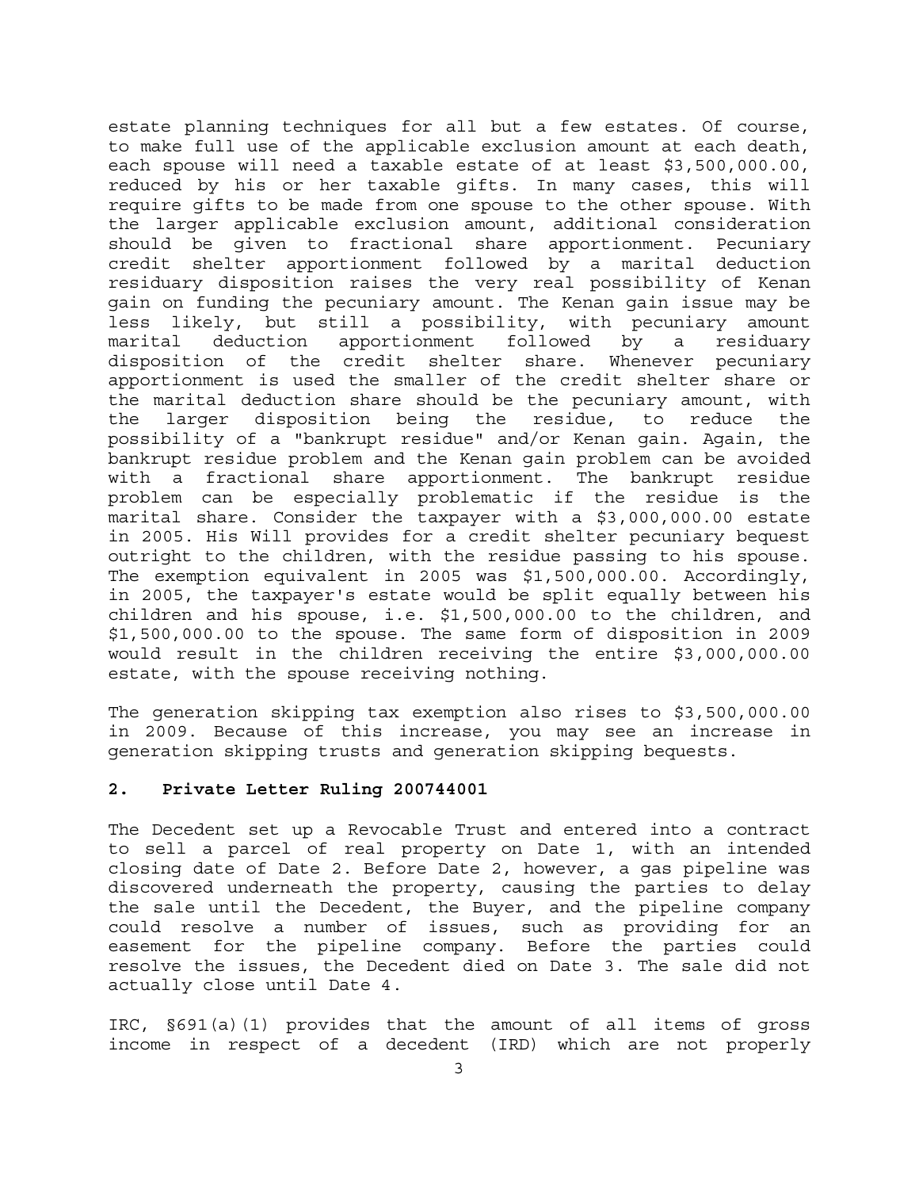estate planning techniques for all but a few estates. Of course, to make full use of the applicable exclusion amount at each death, each spouse will need a taxable estate of at least $3,500,000.00, reduced by his or her taxable gifts. In many cases, this will require gifts to be made from one spouse to the other spouse. With the larger applicable exclusion amount, additional consideration should be given to fractional share apportionment. Pecuniary credit shelter apportionment followed by a marital deduction residuary disposition raises the very real possibility of Kenan gain on funding the pecuniary amount. The Kenan gain issue may be less likely, but still a possibility, with pecuniary amount marital deduction apportionment followed by a residuary disposition of the credit shelter share. Whenever pecuniary apportionment is used the smaller of the credit shelter share or the marital deduction share should be the pecuniary amount, with the larger disposition being the residue, to reduce the possibility of a "bankrupt residue" and/or Kenan gain. Again, the bankrupt residue problem and the Kenan gain problem can be avoided with a fractional share apportionment. The bankrupt residue problem can be especially problematic if the residue is the marital share. Consider the taxpayer with a $3,000,000.00 estate in 2005. His Will provides for a credit shelter pecuniary bequest outright to the children, with the residue passing to his spouse. The exemption equivalent in 2005 was $1,500,000.00. Accordingly, in 2005, the taxpayer's estate would be split equally between his children and his spouse, i.e. $1,500,000.00 to the children, and $1,500,000.00 to the spouse. The same form of disposition in 2009 would result in the children receiving the entire $3,000,000.00 estate, with the spouse receiving nothing.

The generation skipping tax exemption also rises to $3,500,000.00 in 2009. Because of this increase, you may see an increase in generation skipping trusts and generation skipping bequests.

## 2. Private Letter Ruling 200744001

The Decedent set up a Revocable Trust and entered into a contract to sell a parcel of real property on Date 1, with an intended closing date of Date 2. Before Date 2, however, a gas pipeline was discovered underneath the property, causing the parties to delay the sale until the Decedent, the Buyer, and the pipeline company could resolve a number of issues, such as providing for an easement for the pipeline company. Before the parties could resolve the issues, the Decedent died on Date 3. The sale did not actually close until Date 4.

IRC, §691(a)(1) provides that the amount of all items of gross income in respect of a decedent (IRD) which are not properly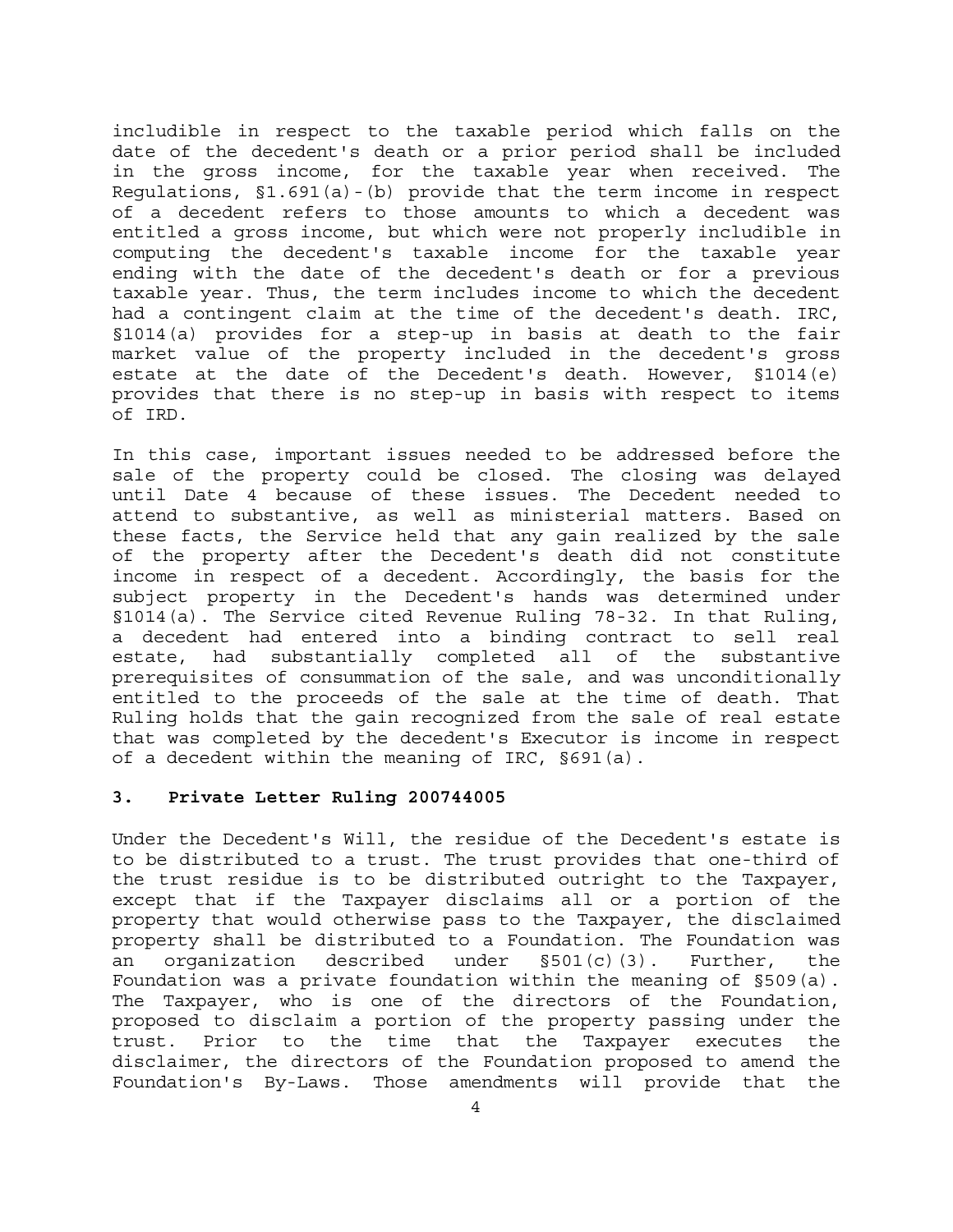includible in respect to the taxable period which falls on the date of the decedent's death or a prior period shall be included in the gross income, for the taxable year when received. The Regulations, §1.691(a)-(b) provide that the term income in respect of a decedent refers to those amounts to which a decedent was entitled a gross income, but which were not properly includible in computing the decedent's taxable income for the taxable year ending with the date of the decedent's death or for a previous taxable year. Thus, the term includes income to which the decedent had a contingent claim at the time of the decedent's death. IRC, §1014(a) provides for a step-up in basis at death to the fair market value of the property included in the decedent's gross estate at the date of the Decedent's death. However, §1014(e) provides that there is no step-up in basis with respect to items of IRD.

In this case, important issues needed to be addressed before the sale of the property could be closed. The closing was delayed until Date 4 because of these issues. The Decedent needed to attend to substantive, as well as ministerial matters. Based on these facts, the Service held that any gain realized by the sale of the property after the Decedent's death did not constitute income in respect of a decedent. Accordingly, the basis for the subject property in the Decedent's hands was determined under §1014(a). The Service cited Revenue Ruling 78-32. In that Ruling, a decedent had entered into a binding contract to sell real estate, had substantially completed all of the substantive prerequisites of consummation of the sale, and was unconditionally entitled to the proceeds of the sale at the time of death. That Ruling holds that the gain recognized from the sale of real estate that was completed by the decedent's Executor is income in respect of a decedent within the meaning of IRC, §691(a).

### 3. Private Letter Ruling 200744005

Under the Decedent's Will, the residue of the Decedent's estate is to be distributed to a trust. The trust provides that one-third of the trust residue is to be distributed outright to the Taxpayer, except that if the Taxpayer disclaims all or a portion of the property that would otherwise pass to the Taxpayer, the disclaimed property shall be distributed to a Foundation. The Foundation was an organization described under §501(c)(3). Further, the Foundation was a private foundation within the meaning of §509(a). The Taxpayer, who is one of the directors of the Foundation, proposed to disclaim a portion of the property passing under the trust. Prior to the time that the Taxpayer executes the disclaimer, the directors of the Foundation proposed to amend the Foundation's By-Laws. Those amendments will provide that the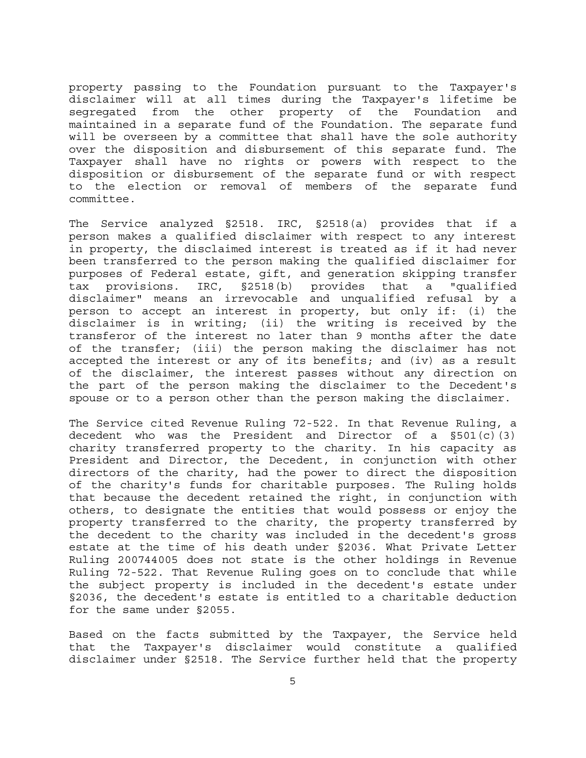property passing to the Foundation pursuant to the Taxpayer's disclaimer will at all times during the Taxpayer's lifetime be segregated from the other property of the Foundation and maintained in a separate fund of the Foundation. The separate fund will be overseen by a committee that shall have the sole authority over the disposition and disbursement of this separate fund. The Taxpayer shall have no rights or powers with respect to the disposition or disbursement of the separate fund or with respect to the election or removal of members of the separate fund committee.

The Service analyzed §2518. IRC, §2518(a) provides that if a person makes a qualified disclaimer with respect to any interest in property, the disclaimed interest is treated as if it had never been transferred to the person making the qualified disclaimer for purposes of Federal estate, gift, and generation skipping transfer tax provisions. IRC, §2518(b) provides that a "qualified disclaimer" means an irrevocable and unqualified refusal by a person to accept an interest in property, but only if: (i) the disclaimer is in writing; (ii) the writing is received by the transferor of the interest no later than 9 months after the date of the transfer; (iii) the person making the disclaimer has not accepted the interest or any of its benefits; and (iv) as a result of the disclaimer, the interest passes without any direction on the part of the person making the disclaimer to the Decedent's spouse or to a person other than the person making the disclaimer.

The Service cited Revenue Ruling 72-522. In that Revenue Ruling, a decedent who was the President and Director of a §501(c)(3) charity transferred property to the charity. In his capacity as President and Director, the Decedent, in conjunction with other directors of the charity, had the power to direct the disposition of the charity's funds for charitable purposes. The Ruling holds that because the decedent retained the right, in conjunction with others, to designate the entities that would possess or enjoy the property transferred to the charity, the property transferred by the decedent to the charity was included in the decedent's gross estate at the time of his death under §2036. What Private Letter Ruling 200744005 does not state is the other holdings in Revenue Ruling 72-522. That Revenue Ruling goes on to conclude that while the subject property is included in the decedent's estate under §2036, the decedent's estate is entitled to a charitable deduction for the same under §2055.

Based on the facts submitted by the Taxpayer, the Service held that the Taxpayer's disclaimer would constitute a qualified disclaimer under §2518. The Service further held that the property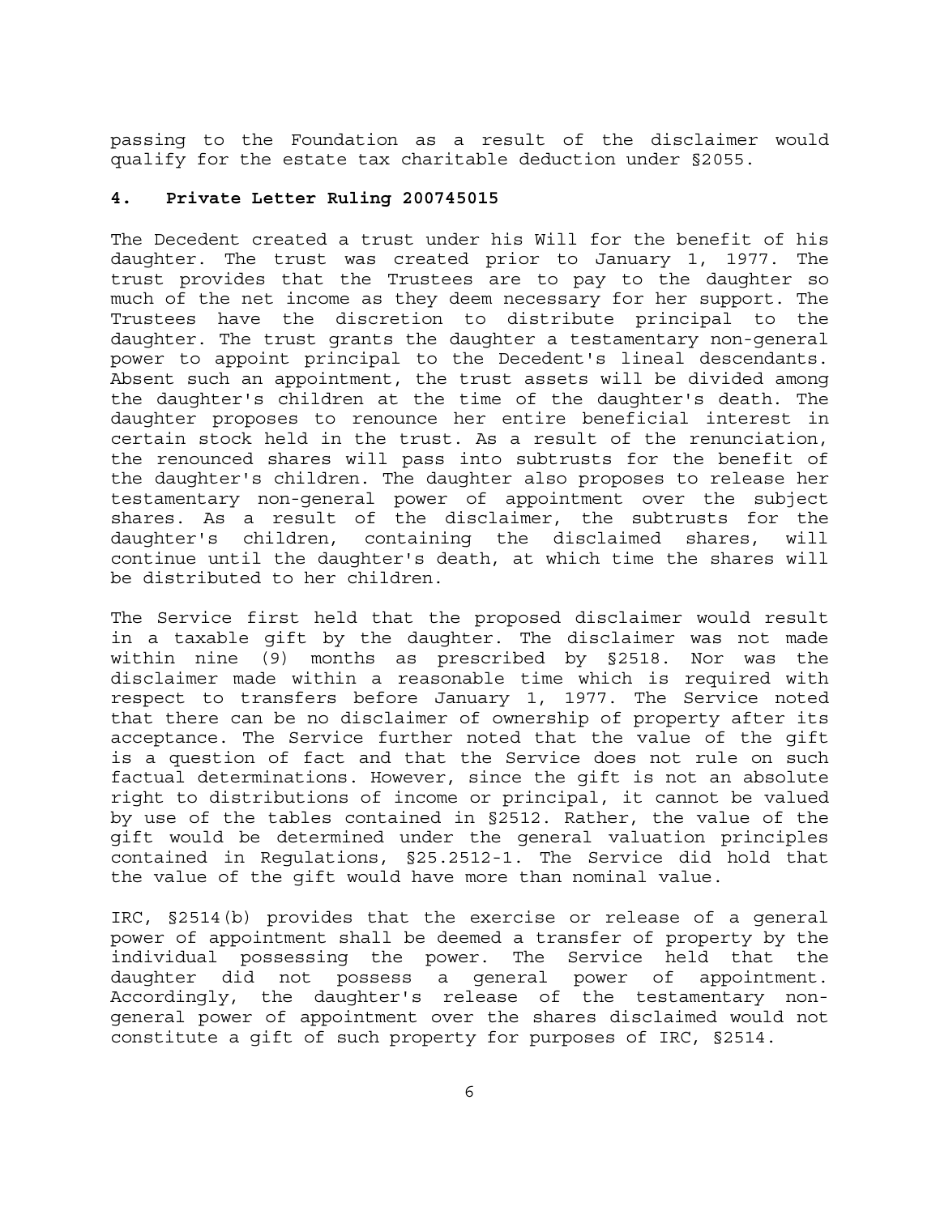passing to the Foundation as a result of the disclaimer would qualify for the estate tax charitable deduction under §2055.

#### 4. Private Letter Ruling 200745015

The Decedent created a trust under his Will for the benefit of his daughter. The trust was created prior to January 1, 1977. The trust provides that the Trustees are to pay to the daughter so much of the net income as they deem necessary for her support. The Trustees have the discretion to distribute principal to the daughter. The trust grants the daughter a testamentary non-general power to appoint principal to the Decedent's lineal descendants. Absent such an appointment, the trust assets will be divided among the daughter's children at the time of the daughter's death. The daughter proposes to renounce her entire beneficial interest in certain stock held in the trust. As a result of the renunciation, the renounced shares will pass into subtrusts for the benefit of the daughter's children. The daughter also proposes to release her testamentary non-general power of appointment over the subject shares. As a result of the disclaimer, the subtrusts for the daughter's children, containing the disclaimed shares, will continue until the daughter's death, at which time the shares will be distributed to her children.

The Service first held that the proposed disclaimer would result in a taxable gift by the daughter. The disclaimer was not made within nine (9) months as prescribed by §2518. Nor was the disclaimer made within a reasonable time which is required with respect to transfers before January 1, 1977. The Service noted that there can be no disclaimer of ownership of property after its acceptance. The Service further noted that the value of the gift is a question of fact and that the Service does not rule on such factual determinations. However, since the gift is not an absolute right to distributions of income or principal, it cannot be valued by use of the tables contained in §2512. Rather, the value of the gift would be determined under the general valuation principles contained in Regulations, §25.2512-1. The Service did hold that the value of the gift would have more than nominal value.

IRC, §2514(b) provides that the exercise or release of a general power of appointment shall be deemed a transfer of property by the individual possessing the power. The Service held that the daughter did not possess a general power of appointment. Accordingly, the daughter's release of the testamentary non-general power of appointment over the shares disclaimed would not constitute a gift of such property for purposes of IRC, §2514.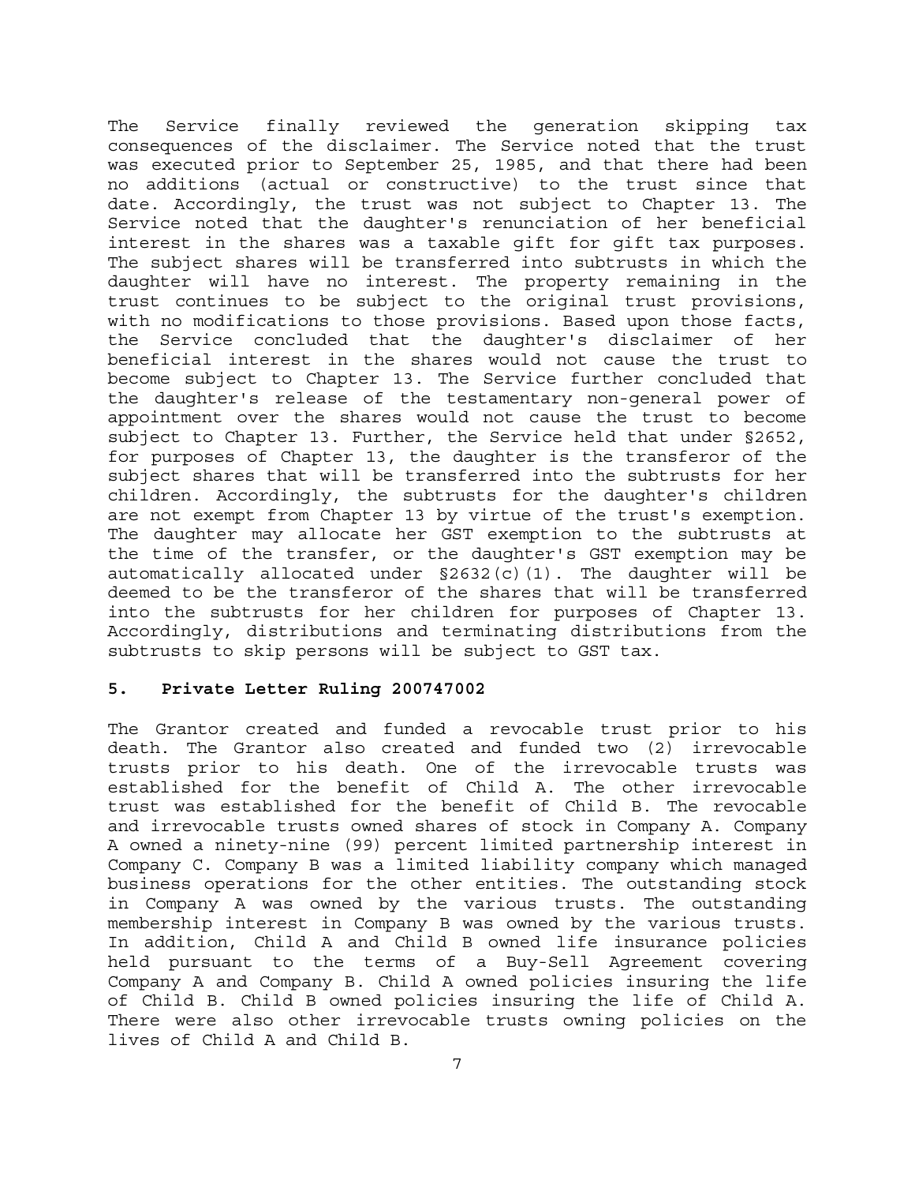The Service finally reviewed the generation skipping tax consequences of the disclaimer. The Service noted that the trust was executed prior to September 25, 1985, and that there had been no additions (actual or constructive) to the trust since that date. Accordingly, the trust was not subject to Chapter 13. The Service noted that the daughter's renunciation of her beneficial interest in the shares was a taxable gift for gift tax purposes. The subject shares will be transferred into subtrusts in which the daughter will have no interest. The property remaining in the trust continues to be subject to the original trust provisions, with no modifications to those provisions. Based upon those facts, the Service concluded that the daughter's disclaimer of her beneficial interest in the shares would not cause the trust to become subject to Chapter 13. The Service further concluded that the daughter's release of the testamentary non-general power of appointment over the shares would not cause the trust to become subject to Chapter 13. Further, the Service held that under §2652, for purposes of Chapter 13, the daughter is the transferor of the subject shares that will be transferred into the subtrusts for her children. Accordingly, the subtrusts for the daughter's children are not exempt from Chapter 13 by virtue of the trust's exemption. The daughter may allocate her GST exemption to the subtrusts at the time of the transfer, or the daughter's GST exemption may be automatically allocated under §2632(c)(1). The daughter will be deemed to be the transferor of the shares that will be transferred into the subtrusts for her children for purposes of Chapter 13. Accordingly, distributions and terminating distributions from the subtrusts to skip persons will be subject to GST tax.

### 5. Private Letter Ruling 200747002

The Grantor created and funded a revocable trust prior to his death. The Grantor also created and funded two (2) irrevocable trusts prior to his death. One of the irrevocable trusts was established for the benefit of Child A. The other irrevocable trust was established for the benefit of Child B. The revocable and irrevocable trusts owned shares of stock in Company A. Company A owned a ninety-nine (99) percent limited partnership interest in Company C. Company B was a limited liability company which managed business operations for the other entities. The outstanding stock in Company A was owned by the various trusts. The outstanding membership interest in Company B was owned by the various trusts. In addition, Child A and Child B owned life insurance policies held pursuant to the terms of a Buy-Sell Agreement covering Company A and Company B. Child A owned policies insuring the life of Child B. Child B owned policies insuring the life of Child A. There were also other irrevocable trusts owning policies on the lives of Child A and Child B.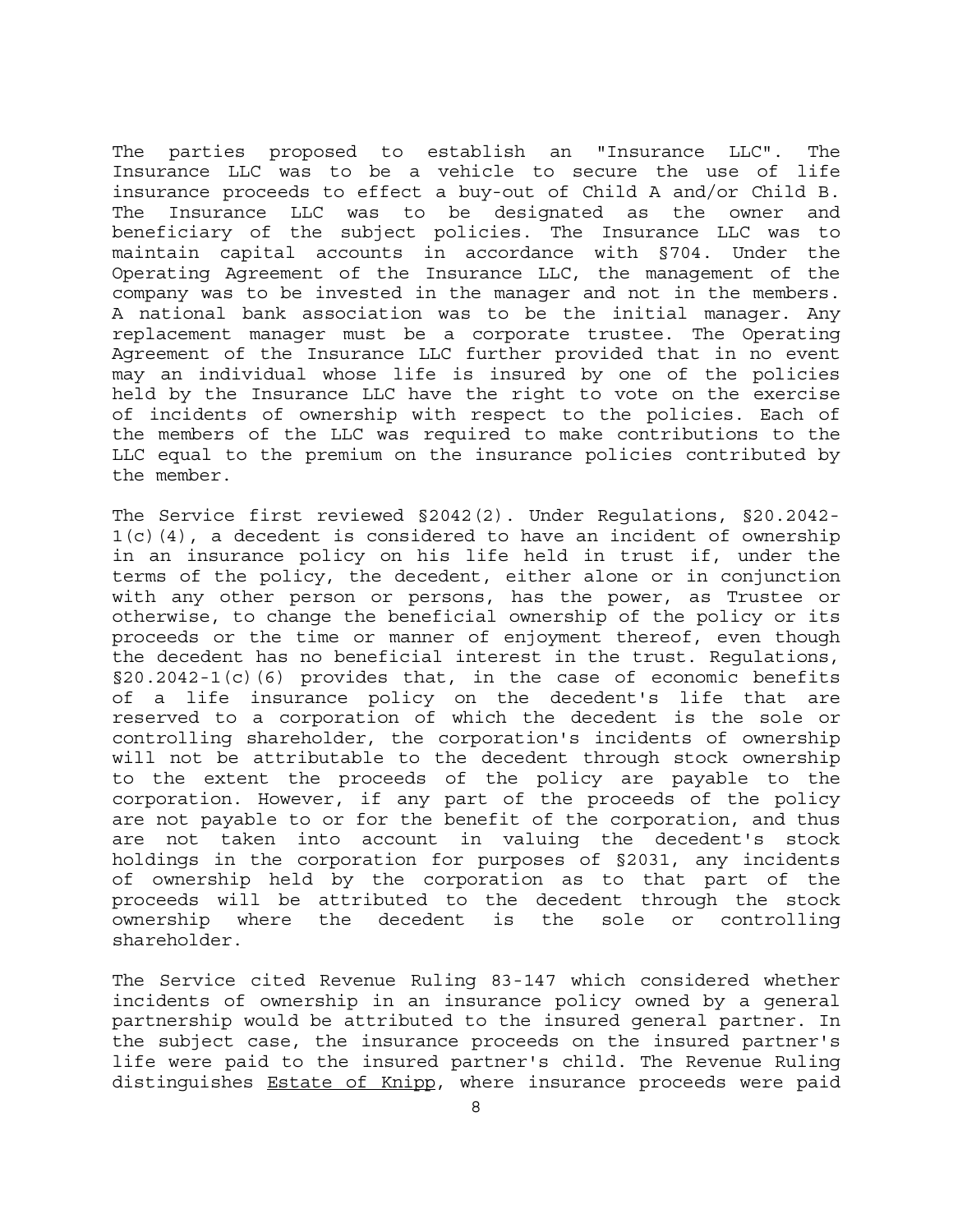The parties proposed to establish an "Insurance LLC". The Insurance LLC was to be a vehicle to secure the use of life insurance proceeds to effect a buy-out of Child A and/or Child B. The Insurance LLC was to be designated as the owner and beneficiary of the subject policies. The Insurance LLC was to maintain capital accounts in accordance with §704. Under the Operating Agreement of the Insurance LLC, the management of the company was to be invested in the manager and not in the members. A national bank association was to be the initial manager. Any replacement manager must be a corporate trustee. The Operating Agreement of the Insurance LLC further provided that in no event may an individual whose life is insured by one of the policies held by the Insurance LLC have the right to vote on the exercise of incidents of ownership with respect to the policies. Each of the members of the LLC was required to make contributions to the LLC equal to the premium on the insurance policies contributed by the member.

The Service first reviewed §2042(2). Under Regulations, §20.2042-1(c)(4), a decedent is considered to have an incident of ownership in an insurance policy on his life held in trust if, under the terms of the policy, the decedent, either alone or in conjunction with any other person or persons, has the power, as Trustee or otherwise, to change the beneficial ownership of the policy or its proceeds or the time or manner of enjoyment thereof, even though the decedent has no beneficial interest in the trust. Regulations, §20.2042-1(c)(6) provides that, in the case of economic benefits of a life insurance policy on the decedent's life that are reserved to a corporation of which the decedent is the sole or controlling shareholder, the corporation's incidents of ownership will not be attributable to the decedent through stock ownership to the extent the proceeds of the policy are payable to the corporation. However, if any part of the proceeds of the policy are not payable to or for the benefit of the corporation, and thus are not taken into account in valuing the decedent's stock holdings in the corporation for purposes of §2031, any incidents of ownership held by the corporation as to that part of the proceeds will be attributed to the decedent through the stock ownership where the decedent is the sole or controlling shareholder.

The Service cited Revenue Ruling 83-147 which considered whether incidents of ownership in an insurance policy owned by a general partnership would be attributed to the insured general partner. In the subject case, the insurance proceeds on the insured partner's life were paid to the insured partner's child. The Revenue Ruling distinguishes <u>Estate of Knipp</u>, where insurance proceeds were paid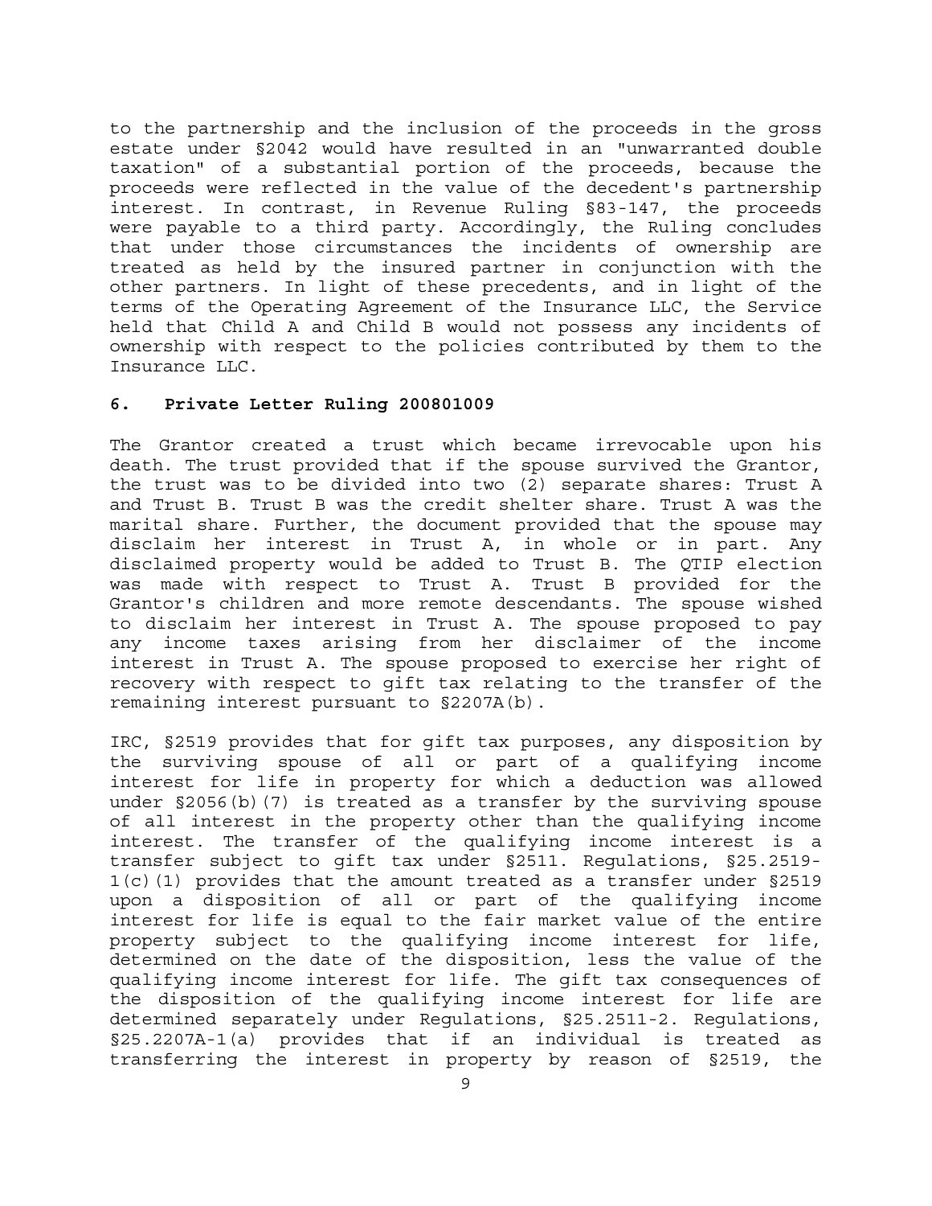to the partnership and the inclusion of the proceeds in the gross estate under §2042 would have resulted in an "unwarranted double taxation" of a substantial portion of the proceeds, because the proceeds were reflected in the value of the decedent's partnership interest. In contrast, in Revenue Ruling §83-147, the proceeds were payable to a third party. Accordingly, the Ruling concludes that under those circumstances the incidents of ownership are treated as held by the insured partner in conjunction with the other partners. In light of these precedents, and in light of the terms of the Operating Agreement of the Insurance LLC, the Service held that Child A and Child B would not possess any incidents of ownership with respect to the policies contributed by them to the Insurance LLC.

### 6. Private Letter Ruling 200801009

The Grantor created a trust which became irrevocable upon his death. The trust provided that if the spouse survived the Grantor, the trust was to be divided into two (2) separate shares: Trust A and Trust B. Trust B was the credit shelter share. Trust A was the marital share. Further, the document provided that the spouse may disclaim her interest in Trust A, in whole or in part. Any disclaimed property would be added to Trust B. The QTIP election was made with respect to Trust A. Trust B provided for the Grantor's children and more remote descendants. The spouse wished to disclaim her interest in Trust A. The spouse proposed to pay any income taxes arising from her disclaimer of the income interest in Trust A. The spouse proposed to exercise her right of recovery with respect to gift tax relating to the transfer of the remaining interest pursuant to §2207A(b).

IRC, §2519 provides that for gift tax purposes, any disposition by the surviving spouse of all or part of a qualifying income interest for life in property for which a deduction was allowed under §2056(b)(7) is treated as a transfer by the surviving spouse of all interest in the property other than the qualifying income interest. The transfer of the qualifying income interest is a transfer subject to gift tax under §2511. Regulations, §25.2519-1(c)(1) provides that the amount treated as a transfer under §2519 upon a disposition of all or part of the qualifying income interest for life is equal to the fair market value of the entire property subject to the qualifying income interest for life, determined on the date of the disposition, less the value of the qualifying income interest for life. The gift tax consequences of the disposition of the qualifying income interest for life are determined separately under Regulations, §25.2511-2. Regulations, §25.2207A-1(a) provides that if an individual is treated as transferring the interest in property by reason of §2519, the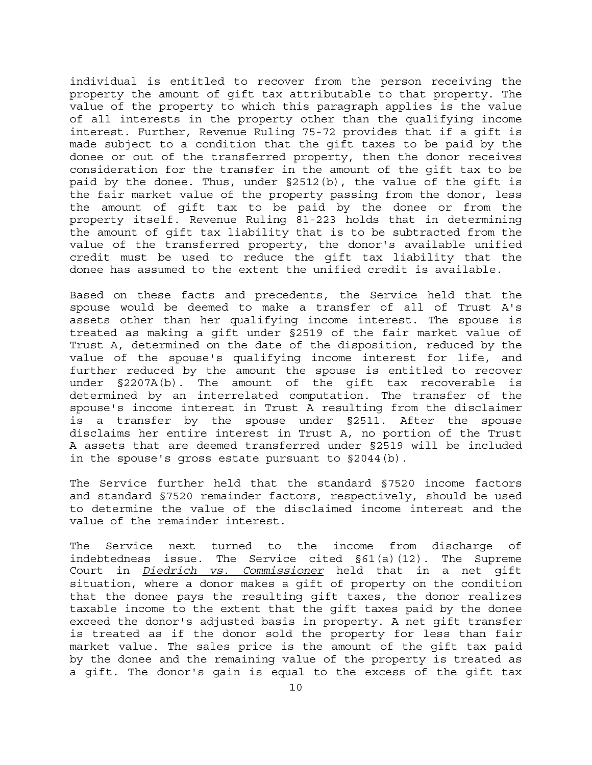individual is entitled to recover from the person receiving the property the amount of gift tax attributable to that property. The value of the property to which this paragraph applies is the value of all interests in the property other than the qualifying income interest. Further, Revenue Ruling 75-72 provides that if a gift is made subject to a condition that the gift taxes to be paid by the donee or out of the transferred property, then the donor receives consideration for the transfer in the amount of the gift tax to be paid by the donee. Thus, under §2512(b), the value of the gift is the fair market value of the property passing from the donor, less the amount of gift tax to be paid by the donee or from the property itself. Revenue Ruling 81-223 holds that in determining the amount of gift tax liability that is to be subtracted from the value of the transferred property, the donor's available unified credit must be used to reduce the gift tax liability that the donee has assumed to the extent the unified credit is available.

Based on these facts and precedents, the Service held that the spouse would be deemed to make a transfer of all of Trust A's assets other than her qualifying income interest. The spouse is treated as making a gift under §2519 of the fair market value of Trust A, determined on the date of the disposition, reduced by the value of the spouse's qualifying income interest for life, and further reduced by the amount the spouse is entitled to recover under §2207A(b). The amount of the gift tax recoverable is determined by an interrelated computation. The transfer of the spouse's income interest in Trust A resulting from the disclaimer is a transfer by the spouse under §2511. After the spouse disclaims her entire interest in Trust A, no portion of the Trust A assets that are deemed transferred under §2519 will be included in the spouse's gross estate pursuant to §2044(b).

The Service further held that the standard §7520 income factors and standard §7520 remainder factors, respectively, should be used to determine the value of the disclaimed income interest and the value of the remainder interest.

The Service next turned to the income from discharge of indebtedness issue. The Service cited §61(a)(12). The Supreme Court in _Diedrich vs. Commissioner_ held that in a net gift situation, where a donor makes a gift of property on the condition that the donee pays the resulting gift taxes, the donor realizes taxable income to the extent that the gift taxes paid by the donee exceed the donor's adjusted basis in property. A net gift transfer is treated as if the donor sold the property for less than fair market value. The sales price is the amount of the gift tax paid by the donee and the remaining value of the property is treated as a gift. The donor's gain is equal to the excess of the gift tax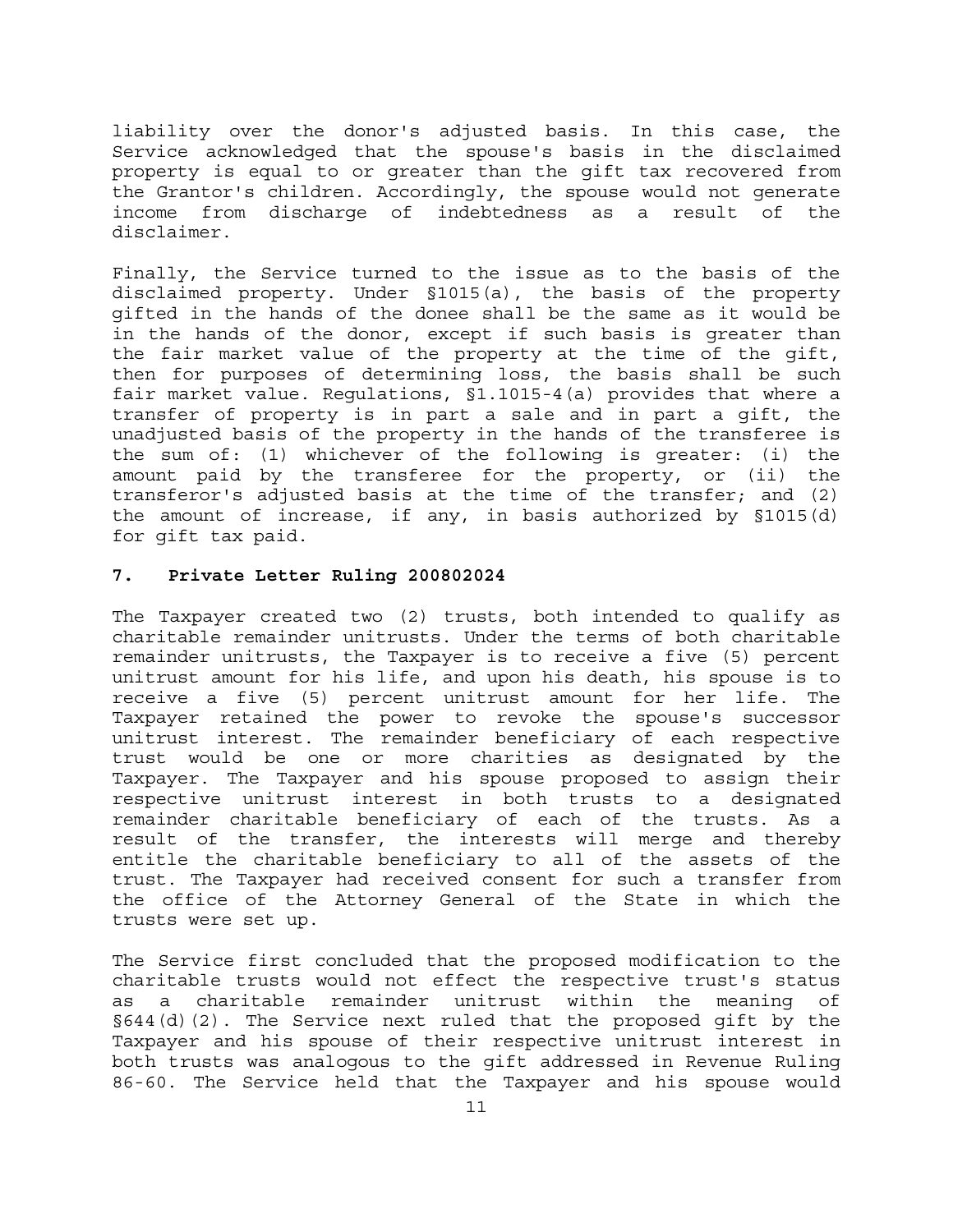liability over the donor's adjusted basis. In this case, the Service acknowledged that the spouse's basis in the disclaimed property is equal to or greater than the gift tax recovered from the Grantor's children. Accordingly, the spouse would not generate income from discharge of indebtedness as a result of the disclaimer.

Finally, the Service turned to the issue as to the basis of the disclaimed property. Under §1015(a), the basis of the property gifted in the hands of the donee shall be the same as it would be in the hands of the donor, except if such basis is greater than the fair market value of the property at the time of the gift, then for purposes of determining loss, the basis shall be such fair market value. Regulations, §1.1015-4(a) provides that where a transfer of property is in part a sale and in part a gift, the unadjusted basis of the property in the hands of the transferee is the sum of: (1) whichever of the following is greater: (i) the amount paid by the transferee for the property, or (ii) the transferor's adjusted basis at the time of the transfer; and (2) the amount of increase, if any, in basis authorized by §1015(d) for gift tax paid.

### 7. Private Letter Ruling 200802024

The Taxpayer created two (2) trusts, both intended to qualify as charitable remainder unitrusts. Under the terms of both charitable remainder unitrusts, the Taxpayer is to receive a five (5) percent unitrust amount for his life, and upon his death, his spouse is to receive a five (5) percent unitrust amount for her life. The Taxpayer retained the power to revoke the spouse's successor unitrust interest. The remainder beneficiary of each respective trust would be one or more charities as designated by the Taxpayer. The Taxpayer and his spouse proposed to assign their respective unitrust interest in both trusts to a designated remainder charitable beneficiary of each of the trusts. As a result of the transfer, the interests will merge and thereby entitle the charitable beneficiary to all of the assets of the trust. The Taxpayer had received consent for such a transfer from the office of the Attorney General of the State in which the trusts were set up.

The Service first concluded that the proposed modification to the charitable trusts would not effect the respective trust's status as a charitable remainder unitrust within the meaning of §644(d)(2). The Service next ruled that the proposed gift by the Taxpayer and his spouse of their respective unitrust interest in both trusts was analogous to the gift addressed in Revenue Ruling 86-60. The Service held that the Taxpayer and his spouse would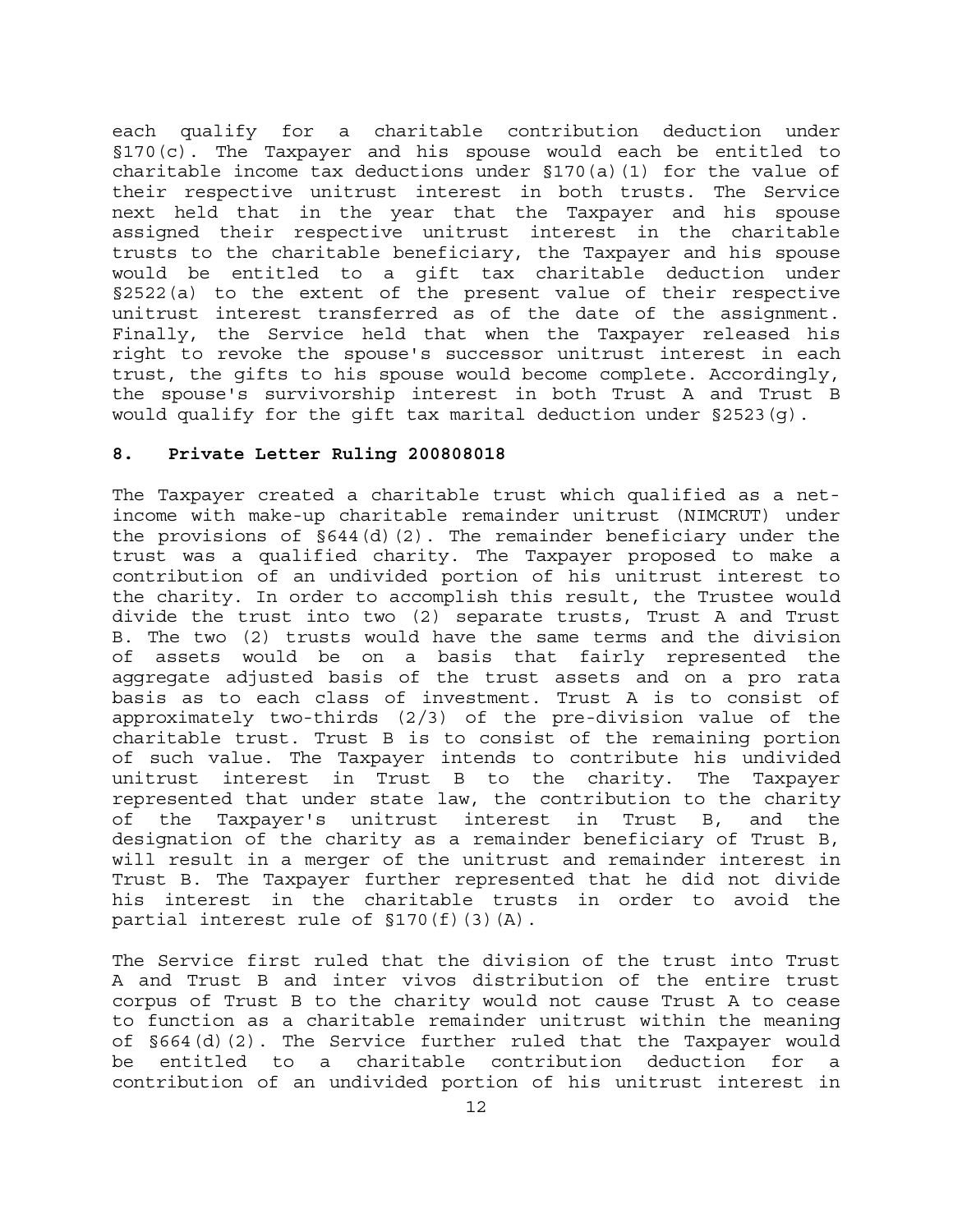each qualify for a charitable contribution deduction under §170(c). The Taxpayer and his spouse would each be entitled to charitable income tax deductions under §170(a)(1) for the value of their respective unitrust interest in both trusts. The Service next held that in the year that the Taxpayer and his spouse assigned their respective unitrust interest in the charitable trusts to the charitable beneficiary, the Taxpayer and his spouse would be entitled to a gift tax charitable deduction under §2522(a) to the extent of the present value of their respective unitrust interest transferred as of the date of the assignment. Finally, the Service held that when the Taxpayer released his right to revoke the spouse's successor unitrust interest in each trust, the gifts to his spouse would become complete. Accordingly, the spouse's survivorship interest in both Trust A and Trust B would qualify for the gift tax marital deduction under §2523(g).

### 8. Private Letter Ruling 200808018

The Taxpayer created a charitable trust which qualified as a net-income with make-up charitable remainder unitrust (NIMCRUT) under the provisions of §644(d)(2). The remainder beneficiary under the trust was a qualified charity. The Taxpayer proposed to make a contribution of an undivided portion of his unitrust interest to the charity. In order to accomplish this result, the Trustee would divide the trust into two (2) separate trusts, Trust A and Trust B. The two (2) trusts would have the same terms and the division of assets would be on a basis that fairly represented the aggregate adjusted basis of the trust assets and on a pro rata basis as to each class of investment. Trust A is to consist of approximately two-thirds (2/3) of the pre-division value of the charitable trust. Trust B is to consist of the remaining portion of such value. The Taxpayer intends to contribute his undivided unitrust interest in Trust B to the charity. The Taxpayer represented that under state law, the contribution to the charity of the Taxpayer's unitrust interest in Trust B, and the designation of the charity as a remainder beneficiary of Trust B, will result in a merger of the unitrust and remainder interest in Trust B. The Taxpayer further represented that he did not divide his interest in the charitable trusts in order to avoid the partial interest rule of §170(f)(3)(A).

The Service first ruled that the division of the trust into Trust A and Trust B and inter vivos distribution of the entire trust corpus of Trust B to the charity would not cause Trust A to cease to function as a charitable remainder unitrust within the meaning of §664(d)(2). The Service further ruled that the Taxpayer would be entitled to a charitable contribution deduction for a contribution of an undivided portion of his unitrust interest in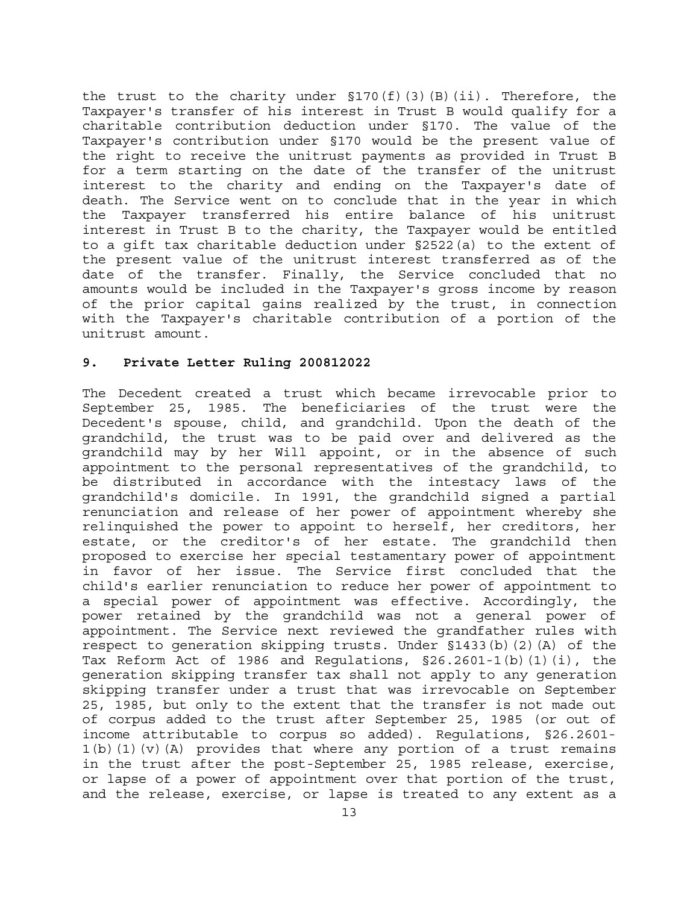the trust to the charity under §170(f)(3)(B)(ii). Therefore, the Taxpayer's transfer of his interest in Trust B would qualify for a charitable contribution deduction under §170. The value of the Taxpayer's contribution under §170 would be the present value of the right to receive the unitrust payments as provided in Trust B for a term starting on the date of the transfer of the unitrust interest to the charity and ending on the Taxpayer's date of death. The Service went on to conclude that in the year in which the Taxpayer transferred his entire balance of his unitrust interest in Trust B to the charity, the Taxpayer would be entitled to a gift tax charitable deduction under §2522(a) to the extent of the present value of the unitrust interest transferred as of the date of the transfer. Finally, the Service concluded that no amounts would be included in the Taxpayer's gross income by reason of the prior capital gains realized by the trust, in connection with the Taxpayer's charitable contribution of a portion of the unitrust amount.

### 9. Private Letter Ruling 200812022

The Decedent created a trust which became irrevocable prior to September 25, 1985. The beneficiaries of the trust were the Decedent's spouse, child, and grandchild. Upon the death of the grandchild, the trust was to be paid over and delivered as the grandchild may by her Will appoint, or in the absence of such appointment to the personal representatives of the grandchild, to be distributed in accordance with the intestacy laws of the grandchild's domicile. In 1991, the grandchild signed a partial renunciation and release of her power of appointment whereby she relinquished the power to appoint to herself, her creditors, her estate, or the creditor's of her estate. The grandchild then proposed to exercise her special testamentary power of appointment in favor of her issue. The Service first concluded that the child's earlier renunciation to reduce her power of appointment to a special power of appointment was effective. Accordingly, the power retained by the grandchild was not a general power of appointment. The Service next reviewed the grandfather rules with respect to generation skipping trusts. Under §1433(b)(2)(A) of the Tax Reform Act of 1986 and Regulations, §26.2601-1(b)(1)(i), the generation skipping transfer tax shall not apply to any generation skipping transfer under a trust that was irrevocable on September 25, 1985, but only to the extent that the transfer is not made out of corpus added to the trust after September 25, 1985 (or out of income attributable to corpus so added). Regulations, §26.2601-1(b)(1)(v)(A) provides that where any portion of a trust remains in the trust after the post-September 25, 1985 release, exercise, or lapse of a power of appointment over that portion of the trust, and the release, exercise, or lapse is treated to any extent as a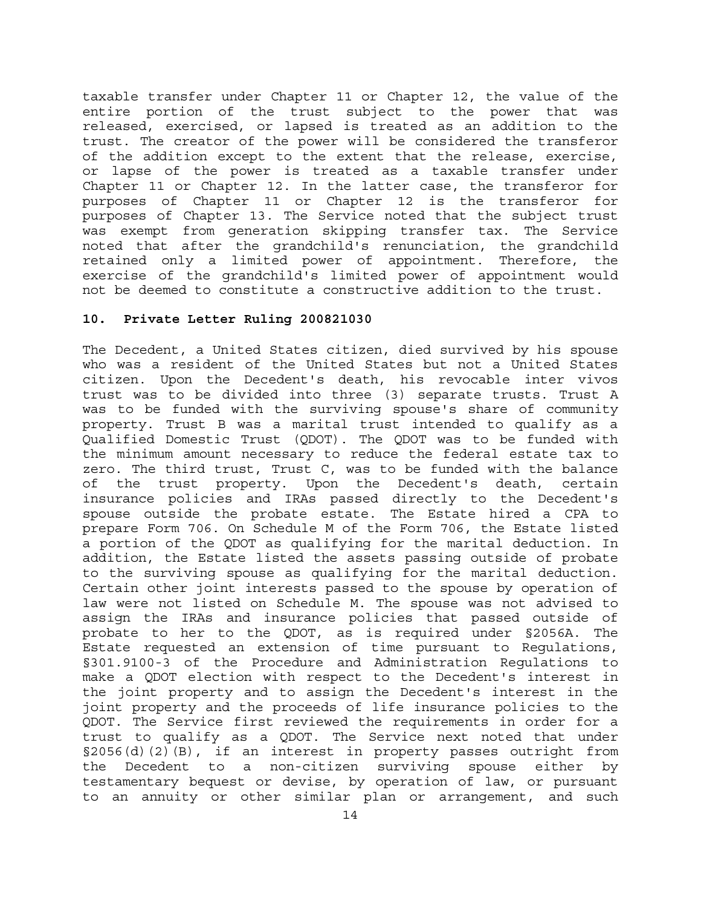taxable transfer under Chapter 11 or Chapter 12, the value of the entire portion of the trust subject to the power that was released, exercised, or lapsed is treated as an addition to the trust. The creator of the power will be considered the transferor of the addition except to the extent that the release, exercise, or lapse of the power is treated as a taxable transfer under Chapter 11 or Chapter 12. In the latter case, the transferor for purposes of Chapter 11 or Chapter 12 is the transferor for purposes of Chapter 13. The Service noted that the subject trust was exempt from generation skipping transfer tax. The Service noted that after the grandchild's renunciation, the grandchild retained only a limited power of appointment. Therefore, the exercise of the grandchild's limited power of appointment would not be deemed to constitute a constructive addition to the trust.

**10. Private Letter Ruling 200821030**

The Decedent, a United States citizen, died survived by his spouse who was a resident of the United States but not a United States citizen. Upon the Decedent's death, his revocable inter vivos trust was to be divided into three (3) separate trusts. Trust A was to be funded with the surviving spouse's share of community property. Trust B was a marital trust intended to qualify as a Qualified Domestic Trust (QDOT). The QDOT was to be funded with the minimum amount necessary to reduce the federal estate tax to zero. The third trust, Trust C, was to be funded with the balance of the trust property. Upon the Decedent's death, certain insurance policies and IRAs passed directly to the Decedent's spouse outside the probate estate. The Estate hired a CPA to prepare Form 706. On Schedule M of the Form 706, the Estate listed a portion of the QDOT as qualifying for the marital deduction. In addition, the Estate listed the assets passing outside of probate to the surviving spouse as qualifying for the marital deduction. Certain other joint interests passed to the spouse by operation of law were not listed on Schedule M. The spouse was not advised to assign the IRAs and insurance policies that passed outside of probate to her to the QDOT, as is required under §2056A. The Estate requested an extension of time pursuant to Regulations, §301.9100-3 of the Procedure and Administration Regulations to make a QDOT election with respect to the Decedent's interest in the joint property and to assign the Decedent's interest in the joint property and the proceeds of life insurance policies to the QDOT. The Service first reviewed the requirements in order for a trust to qualify as a QDOT. The Service next noted that under §2056(d)(2)(B), if an interest in property passes outright from the Decedent to a non-citizen surviving spouse either by testamentary bequest or devise, by operation of law, or pursuant to an annuity or other similar plan or arrangement, and such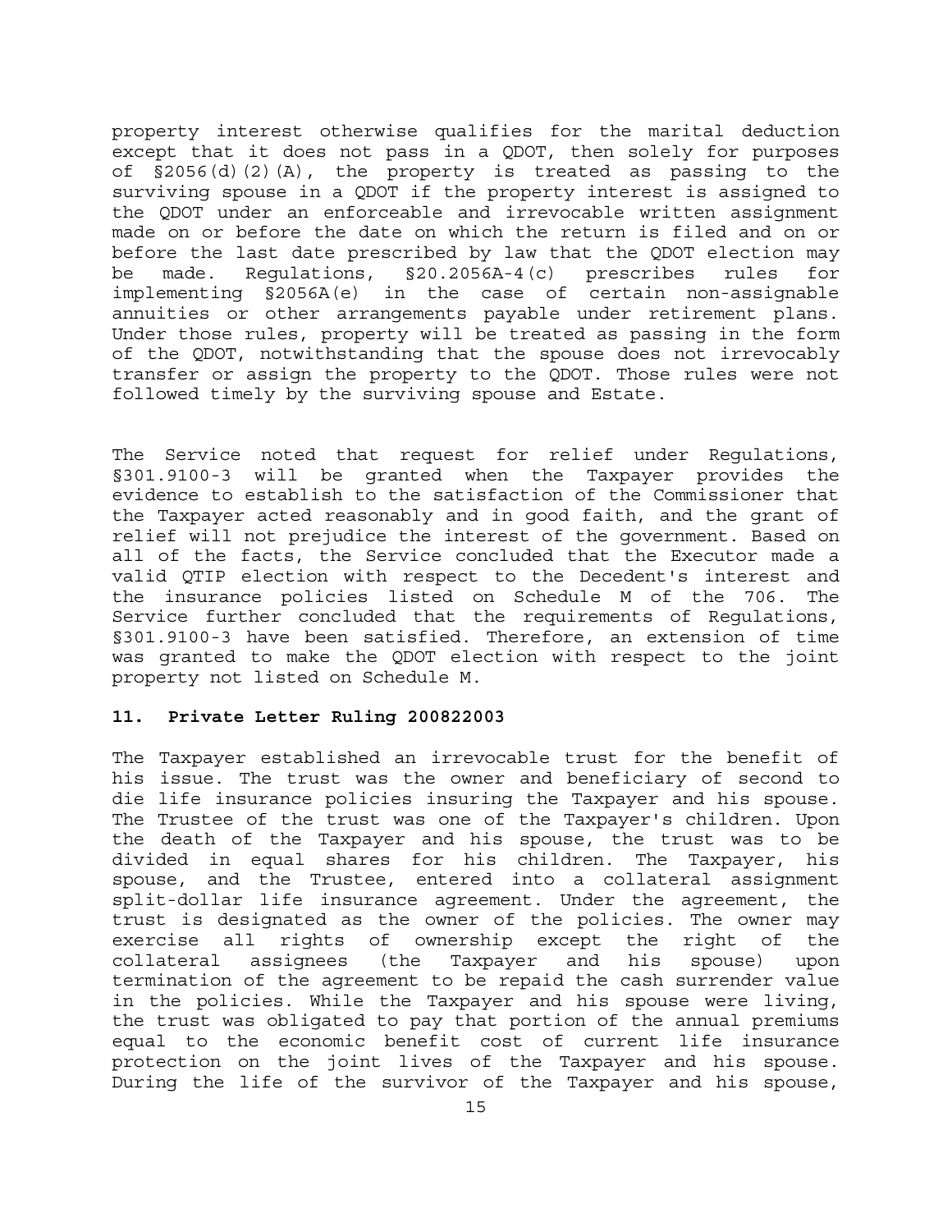property interest otherwise qualifies for the marital deduction except that it does not pass in a QDOT, then solely for purposes of §2056(d)(2)(A), the property is treated as passing to the surviving spouse in a QDOT if the property interest is assigned to the QDOT under an enforceable and irrevocable written assignment made on or before the date on which the return is filed and on or before the last date prescribed by law that the QDOT election may be made. Regulations, §20.2056A-4(c) prescribes rules for implementing §2056A(e) in the case of certain non-assignable annuities or other arrangements payable under retirement plans. Under those rules, property will be treated as passing in the form of the QDOT, notwithstanding that the spouse does not irrevocably transfer or assign the property to the QDOT. Those rules were not followed timely by the surviving spouse and Estate.

The Service noted that request for relief under Regulations, §301.9100-3 will be granted when the Taxpayer provides the evidence to establish to the satisfaction of the Commissioner that the Taxpayer acted reasonably and in good faith, and the grant of relief will not prejudice the interest of the government. Based on all of the facts, the Service concluded that the Executor made a valid QTIP election with respect to the Decedent's interest and the insurance policies listed on Schedule M of the 706. The Service further concluded that the requirements of Regulations, §301.9100-3 have been satisfied. Therefore, an extension of time was granted to make the QDOT election with respect to the joint property not listed on Schedule M.

### 11. Private Letter Ruling 200822003

The Taxpayer established an irrevocable trust for the benefit of his issue. The trust was the owner and beneficiary of second to die life insurance policies insuring the Taxpayer and his spouse. The Trustee of the trust was one of the Taxpayer's children. Upon the death of the Taxpayer and his spouse, the trust was to be divided in equal shares for his children. The Taxpayer, his spouse, and the Trustee, entered into a collateral assignment split-dollar life insurance agreement. Under the agreement, the trust is designated as the owner of the policies. The owner may exercise all rights of ownership except the right of the collateral assignees (the Taxpayer and his spouse) upon termination of the agreement to be repaid the cash surrender value in the policies. While the Taxpayer and his spouse were living, the trust was obligated to pay that portion of the annual premiums equal to the economic benefit cost of current life insurance protection on the joint lives of the Taxpayer and his spouse. During the life of the survivor of the Taxpayer and his spouse,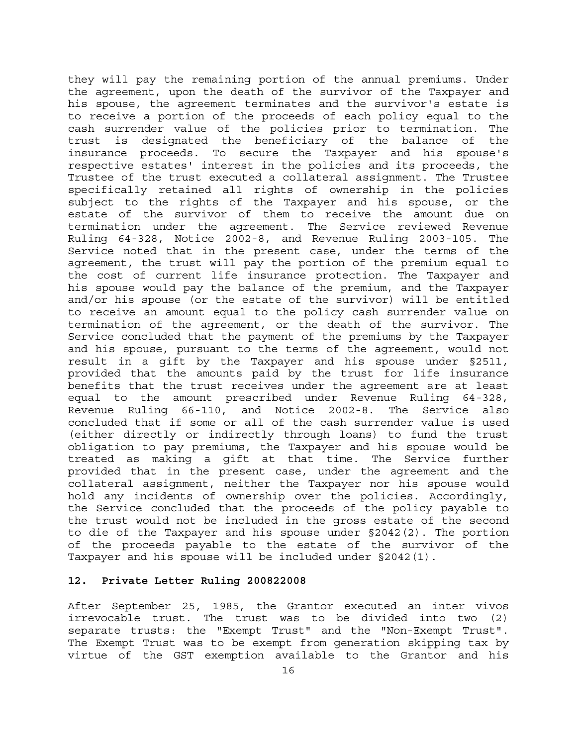they will pay the remaining portion of the annual premiums. Under the agreement, upon the death of the survivor of the Taxpayer and his spouse, the agreement terminates and the survivor's estate is to receive a portion of the proceeds of each policy equal to the cash surrender value of the policies prior to termination. The trust is designated the beneficiary of the balance of the insurance proceeds. To secure the Taxpayer and his spouse's respective estates' interest in the policies and its proceeds, the Trustee of the trust executed a collateral assignment. The Trustee specifically retained all rights of ownership in the policies subject to the rights of the Taxpayer and his spouse, or the estate of the survivor of them to receive the amount due on termination under the agreement. The Service reviewed Revenue Ruling 64-328, Notice 2002-8, and Revenue Ruling 2003-105. The Service noted that in the present case, under the terms of the agreement, the trust will pay the portion of the premium equal to the cost of current life insurance protection. The Taxpayer and his spouse would pay the balance of the premium, and the Taxpayer and/or his spouse (or the estate of the survivor) will be entitled to receive an amount equal to the policy cash surrender value on termination of the agreement, or the death of the survivor. The Service concluded that the payment of the premiums by the Taxpayer and his spouse, pursuant to the terms of the agreement, would not result in a gift by the Taxpayer and his spouse under §2511, provided that the amounts paid by the trust for life insurance benefits that the trust receives under the agreement are at least equal to the amount prescribed under Revenue Ruling 64-328, Revenue Ruling 66-110, and Notice 2002-8. The Service also concluded that if some or all of the cash surrender value is used (either directly or indirectly through loans) to fund the trust obligation to pay premiums, the Taxpayer and his spouse would be treated as making a gift at that time. The Service further provided that in the present case, under the agreement and the collateral assignment, neither the Taxpayer nor his spouse would hold any incidents of ownership over the policies. Accordingly, the Service concluded that the proceeds of the policy payable to the trust would not be included in the gross estate of the second to die of the Taxpayer and his spouse under §2042(2). The portion of the proceeds payable to the estate of the survivor of the Taxpayer and his spouse will be included under §2042(1).

**12. Private Letter Ruling 200822008**

After September 25, 1985, the Grantor executed an inter vivos irrevocable trust. The trust was to be divided into two (2) separate trusts: the "Exempt Trust" and the "Non-Exempt Trust". The Exempt Trust was to be exempt from generation skipping tax by virtue of the GST exemption available to the Grantor and his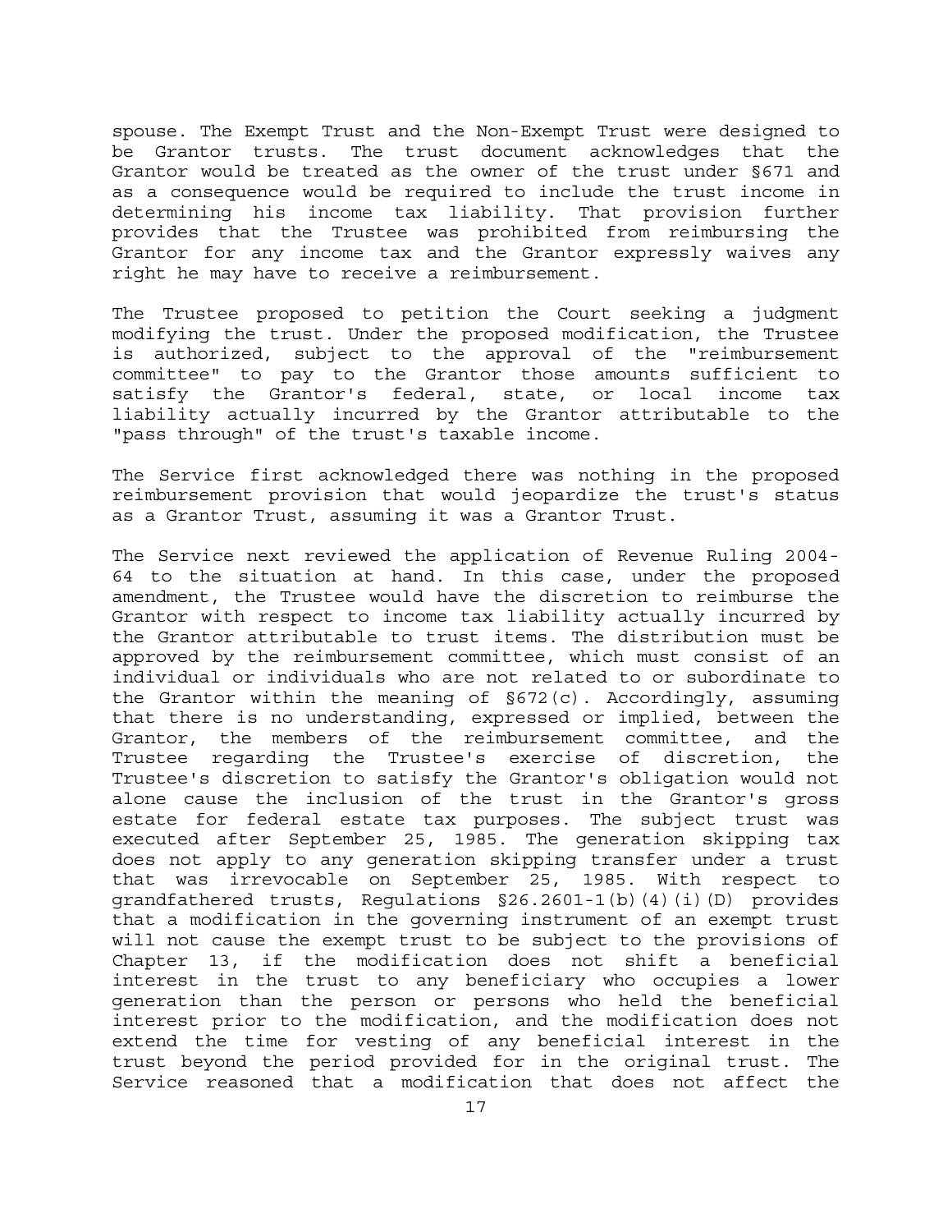spouse. The Exempt Trust and the Non-Exempt Trust were designed to be Grantor trusts. The trust document acknowledges that the Grantor would be treated as the owner of the trust under §671 and as a consequence would be required to include the trust income in determining his income tax liability. That provision further provides that the Trustee was prohibited from reimbursing the Grantor for any income tax and the Grantor expressly waives any right he may have to receive a reimbursement.

The Trustee proposed to petition the Court seeking a judgment modifying the trust. Under the proposed modification, the Trustee is authorized, subject to the approval of the "reimbursement committee" to pay to the Grantor those amounts sufficient to satisfy the Grantor's federal, state, or local income tax liability actually incurred by the Grantor attributable to the "pass through" of the trust's taxable income.

The Service first acknowledged there was nothing in the proposed reimbursement provision that would jeopardize the trust's status as a Grantor Trust, assuming it was a Grantor Trust.

The Service next reviewed the application of Revenue Ruling 2004-64 to the situation at hand. In this case, under the proposed amendment, the Trustee would have the discretion to reimburse the Grantor with respect to income tax liability actually incurred by the Grantor attributable to trust items. The distribution must be approved by the reimbursement committee, which must consist of an individual or individuals who are not related to or subordinate to the Grantor within the meaning of §672(c). Accordingly, assuming that there is no understanding, expressed or implied, between the Grantor, the members of the reimbursement committee, and the Trustee regarding the Trustee's exercise of discretion, the Trustee's discretion to satisfy the Grantor's obligation would not alone cause the inclusion of the trust in the Grantor's gross estate for federal estate tax purposes. The subject trust was executed after September 25, 1985. The generation skipping tax does not apply to any generation skipping transfer under a trust that was irrevocable on September 25, 1985. With respect to grandfathered trusts, Regulations §26.2601-1(b)(4)(i)(D) provides that a modification in the governing instrument of an exempt trust will not cause the exempt trust to be subject to the provisions of Chapter 13, if the modification does not shift a beneficial interest in the trust to any beneficiary who occupies a lower generation than the person or persons who held the beneficial interest prior to the modification, and the modification does not extend the time for vesting of any beneficial interest in the trust beyond the period provided for in the original trust. The Service reasoned that a modification that does not affect the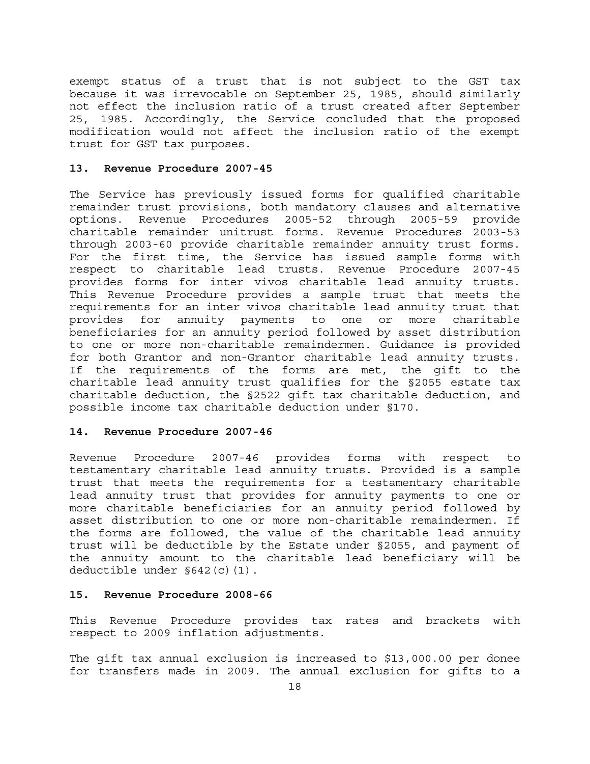exempt status of a trust that is not subject to the GST tax because it was irrevocable on September 25, 1985, should similarly not effect the inclusion ratio of a trust created after September 25, 1985. Accordingly, the Service concluded that the proposed modification would not affect the inclusion ratio of the exempt trust for GST tax purposes.

### 13. Revenue Procedure 2007-45

The Service has previously issued forms for qualified charitable remainder trust provisions, both mandatory clauses and alternative options. Revenue Procedures 2005-52 through 2005-59 provide charitable remainder unitrust forms. Revenue Procedures 2003-53 through 2003-60 provide charitable remainder annuity trust forms. For the first time, the Service has issued sample forms with respect to charitable lead trusts. Revenue Procedure 2007-45 provides forms for inter vivos charitable lead annuity trusts. This Revenue Procedure provides a sample trust that meets the requirements for an inter vivos charitable lead annuity trust that provides for annuity payments to one or more charitable beneficiaries for an annuity period followed by asset distribution to one or more non-charitable remaindermen. Guidance is provided for both Grantor and non-Grantor charitable lead annuity trusts. If the requirements of the forms are met, the gift to the charitable lead annuity trust qualifies for the §2055 estate tax charitable deduction, the §2522 gift tax charitable deduction, and possible income tax charitable deduction under §170.

### 14. Revenue Procedure 2007-46

Revenue Procedure 2007-46 provides forms with respect to testamentary charitable lead annuity trusts. Provided is a sample trust that meets the requirements for a testamentary charitable lead annuity trust that provides for annuity payments to one or more charitable beneficiaries for an annuity period followed by asset distribution to one or more non-charitable remaindermen. If the forms are followed, the value of the charitable lead annuity trust will be deductible by the Estate under §2055, and payment of the annuity amount to the charitable lead beneficiary will be deductible under §642(c)(1).

### 15. Revenue Procedure 2008-66

This Revenue Procedure provides tax rates and brackets with respect to 2009 inflation adjustments.

The gift tax annual exclusion is increased to $13,000.00 per donee for transfers made in 2009. The annual exclusion for gifts to a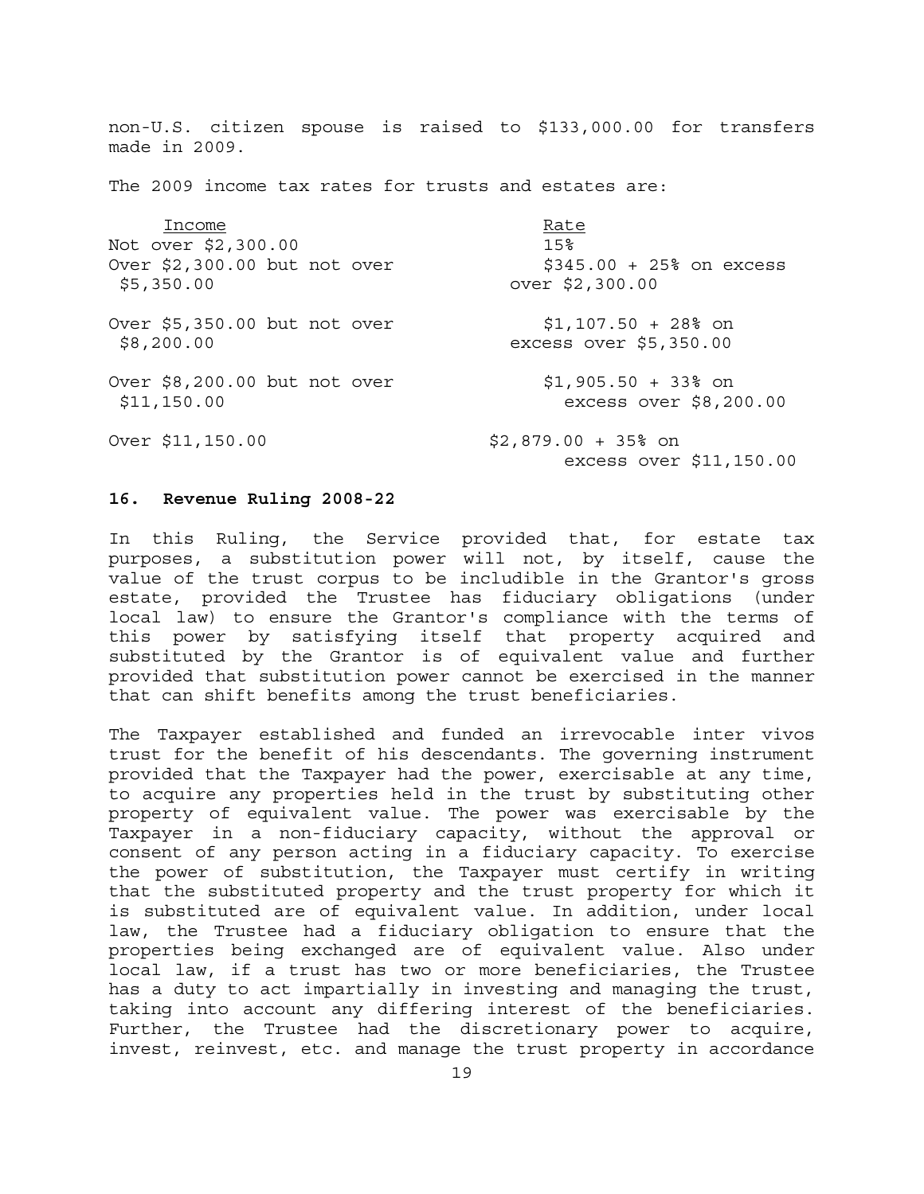non-U.S. citizen spouse is raised to $133,000.00 for transfers made in 2009.

The 2009 income tax rates for trusts and estates are:

| Income | Rate |
|---|---|
| Not over $2,300.00 | 15% |
| Over $2,300.00 but not over $5,350.00 | $345.00 + 25% on excess over $2,300.00 |
| Over $5,350.00 but not over $8,200.00 | $1,107.50 + 28% on excess over $5,350.00 |
| Over $8,200.00 but not over $11,150.00 | $1,905.50 + 33% on excess over $8,200.00 |
| Over $11,150.00 | $2,879.00 + 35% on excess over $11,150.00 |

### 16. Revenue Ruling 2008-22

In this Ruling, the Service provided that, for estate tax purposes, a substitution power will not, by itself, cause the value of the trust corpus to be includible in the Grantor's gross estate, provided the Trustee has fiduciary obligations (under local law) to ensure the Grantor's compliance with the terms of this power by satisfying itself that property acquired and substituted by the Grantor is of equivalent value and further provided that substitution power cannot be exercised in the manner that can shift benefits among the trust beneficiaries.

The Taxpayer established and funded an irrevocable inter vivos trust for the benefit of his descendants. The governing instrument provided that the Taxpayer had the power, exercisable at any time, to acquire any properties held in the trust by substituting other property of equivalent value. The power was exercisable by the Taxpayer in a non-fiduciary capacity, without the approval or consent of any person acting in a fiduciary capacity. To exercise the power of substitution, the Taxpayer must certify in writing that the substituted property and the trust property for which it is substituted are of equivalent value. In addition, under local law, the Trustee had a fiduciary obligation to ensure that the properties being exchanged are of equivalent value. Also under local law, if a trust has two or more beneficiaries, the Trustee has a duty to act impartially in investing and managing the trust, taking into account any differing interest of the beneficiaries. Further, the Trustee had the discretionary power to acquire, invest, reinvest, etc. and manage the trust property in accordance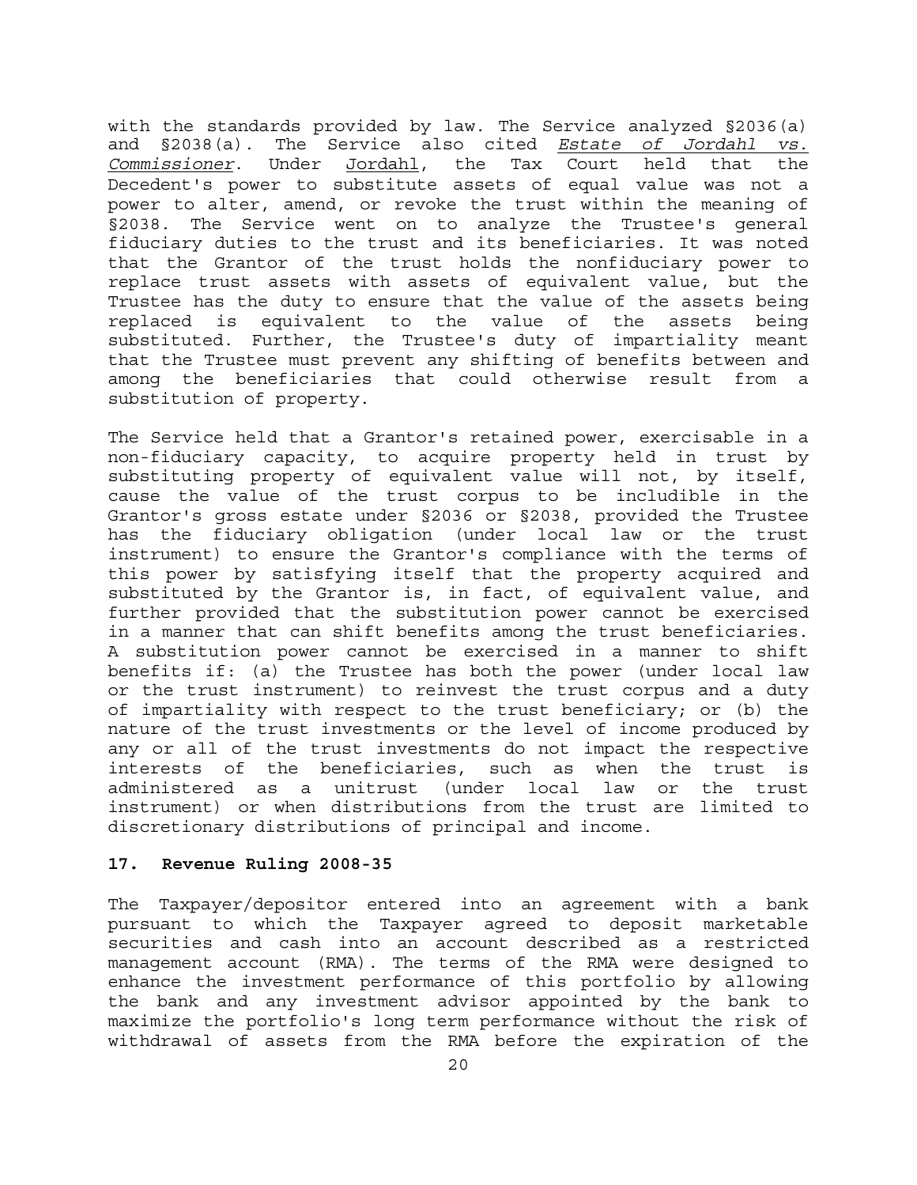with the standards provided by law. The Service analyzed §2036(a) and §2038(a). The Service also cited *Estate of Jordahl vs. Commissioner*. Under Jordahl, the Tax Court held that the Decedent's power to substitute assets of equal value was not a power to alter, amend, or revoke the trust within the meaning of §2038. The Service went on to analyze the Trustee's general fiduciary duties to the trust and its beneficiaries. It was noted that the Grantor of the trust holds the nonfiduciary power to replace trust assets with assets of equivalent value, but the Trustee has the duty to ensure that the value of the assets being replaced is equivalent to the value of the assets being substituted. Further, the Trustee's duty of impartiality meant that the Trustee must prevent any shifting of benefits between and among the beneficiaries that could otherwise result from a substitution of property.

The Service held that a Grantor's retained power, exercisable in a non-fiduciary capacity, to acquire property held in trust by substituting property of equivalent value will not, by itself, cause the value of the trust corpus to be includible in the Grantor's gross estate under §2036 or §2038, provided the Trustee has the fiduciary obligation (under local law or the trust instrument) to ensure the Grantor's compliance with the terms of this power by satisfying itself that the property acquired and substituted by the Grantor is, in fact, of equivalent value, and further provided that the substitution power cannot be exercised in a manner that can shift benefits among the trust beneficiaries. A substitution power cannot be exercised in a manner to shift benefits if: (a) the Trustee has both the power (under local law or the trust instrument) to reinvest the trust corpus and a duty of impartiality with respect to the trust beneficiary; or (b) the nature of the trust investments or the level of income produced by any or all of the trust investments do not impact the respective interests of the beneficiaries, such as when the trust is administered as a unitrust (under local law or the trust instrument) or when distributions from the trust are limited to discretionary distributions of principal and income.

### 17. Revenue Ruling 2008-35

The Taxpayer/depositor entered into an agreement with a bank pursuant to which the Taxpayer agreed to deposit marketable securities and cash into an account described as a restricted management account (RMA). The terms of the RMA were designed to enhance the investment performance of this portfolio by allowing the bank and any investment advisor appointed by the bank to maximize the portfolio's long term performance without the risk of withdrawal of assets from the RMA before the expiration of the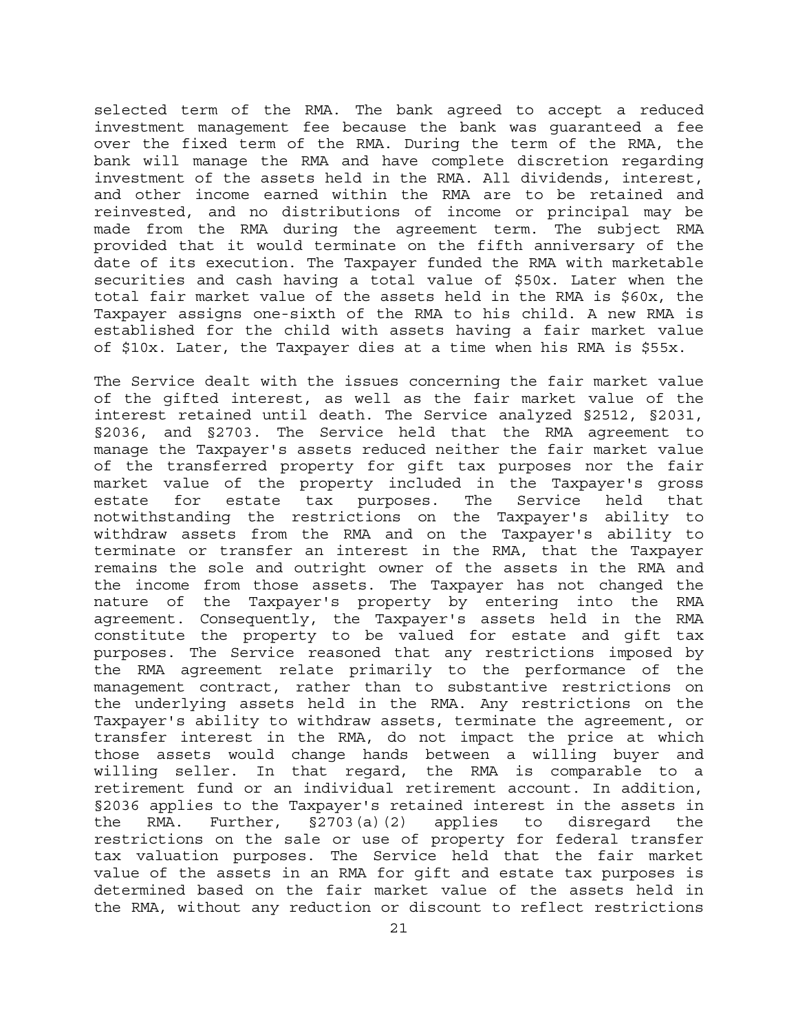selected term of the RMA. The bank agreed to accept a reduced investment management fee because the bank was guaranteed a fee over the fixed term of the RMA. During the term of the RMA, the bank will manage the RMA and have complete discretion regarding investment of the assets held in the RMA. All dividends, interest, and other income earned within the RMA are to be retained and reinvested, and no distributions of income or principal may be made from the RMA during the agreement term. The subject RMA provided that it would terminate on the fifth anniversary of the date of its execution. The Taxpayer funded the RMA with marketable securities and cash having a total value of $50x. Later when the total fair market value of the assets held in the RMA is $60x, the Taxpayer assigns one-sixth of the RMA to his child. A new RMA is established for the child with assets having a fair market value of $10x. Later, the Taxpayer dies at a time when his RMA is $55x.

The Service dealt with the issues concerning the fair market value of the gifted interest, as well as the fair market value of the interest retained until death. The Service analyzed §2512, §2031, §2036, and §2703. The Service held that the RMA agreement to manage the Taxpayer's assets reduced neither the fair market value of the transferred property for gift tax purposes nor the fair market value of the property included in the Taxpayer's gross estate for estate tax purposes. The Service held that notwithstanding the restrictions on the Taxpayer's ability to withdraw assets from the RMA and on the Taxpayer's ability to terminate or transfer an interest in the RMA, that the Taxpayer remains the sole and outright owner of the assets in the RMA and the income from those assets. The Taxpayer has not changed the nature of the Taxpayer's property by entering into the RMA agreement. Consequently, the Taxpayer's assets held in the RMA constitute the property to be valued for estate and gift tax purposes. The Service reasoned that any restrictions imposed by the RMA agreement relate primarily to the performance of the management contract, rather than to substantive restrictions on the underlying assets held in the RMA. Any restrictions on the Taxpayer's ability to withdraw assets, terminate the agreement, or transfer interest in the RMA, do not impact the price at which those assets would change hands between a willing buyer and willing seller. In that regard, the RMA is comparable to a retirement fund or an individual retirement account. In addition, §2036 applies to the Taxpayer's retained interest in the assets in the RMA. Further, §2703(a)(2) applies to disregard the restrictions on the sale or use of property for federal transfer tax valuation purposes. The Service held that the fair market value of the assets in an RMA for gift and estate tax purposes is determined based on the fair market value of the assets held in the RMA, without any reduction or discount to reflect restrictions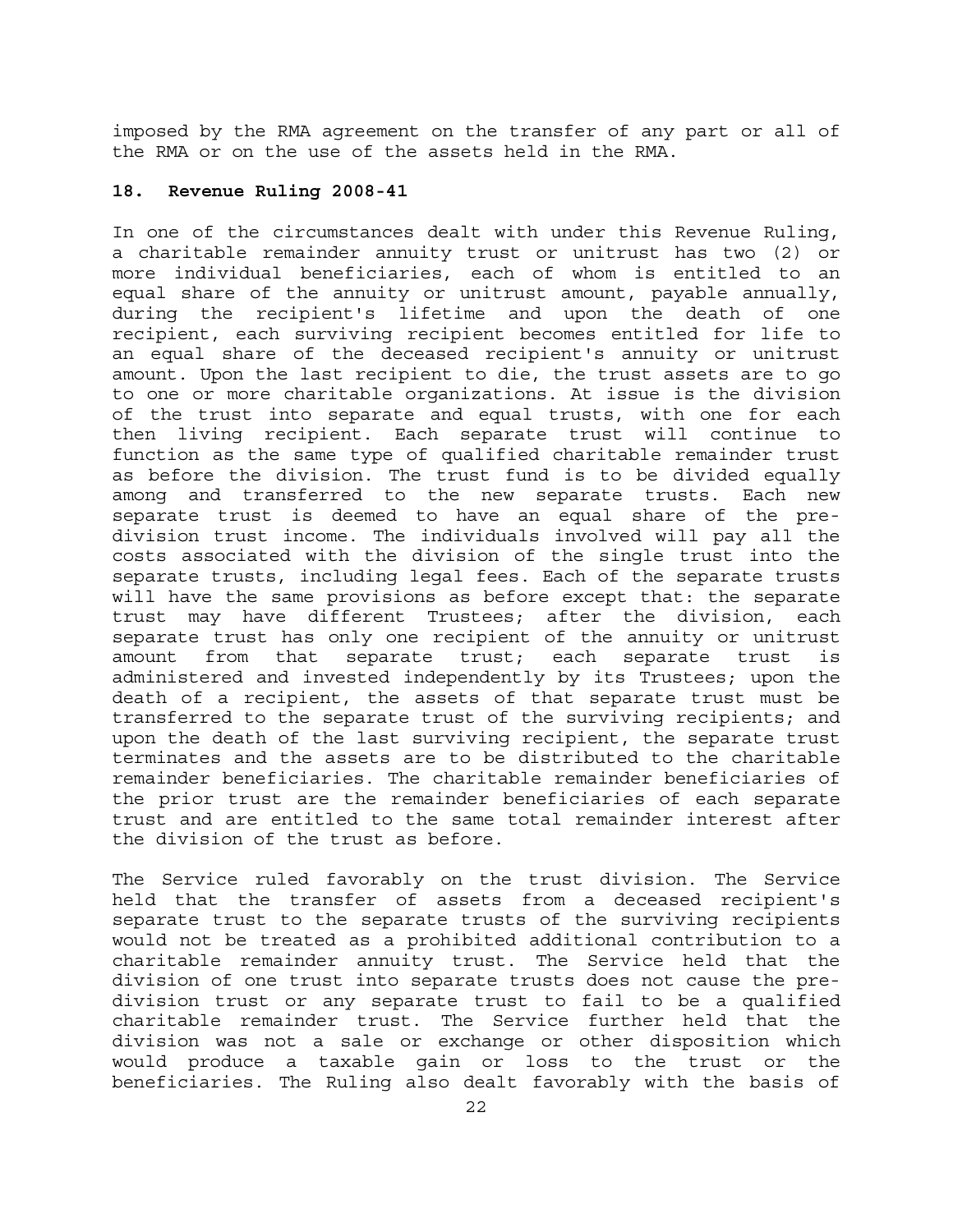imposed by the RMA agreement on the transfer of any part or all of the RMA or on the use of the assets held in the RMA.

### 18. Revenue Ruling 2008-41

In one of the circumstances dealt with under this Revenue Ruling, a charitable remainder annuity trust or unitrust has two (2) or more individual beneficiaries, each of whom is entitled to an equal share of the annuity or unitrust amount, payable annually, during the recipient's lifetime and upon the death of one recipient, each surviving recipient becomes entitled for life to an equal share of the deceased recipient's annuity or unitrust amount. Upon the last recipient to die, the trust assets are to go to one or more charitable organizations. At issue is the division of the trust into separate and equal trusts, with one for each then living recipient. Each separate trust will continue to function as the same type of qualified charitable remainder trust as before the division. The trust fund is to be divided equally among and transferred to the new separate trusts. Each new separate trust is deemed to have an equal share of the pre-division trust income. The individuals involved will pay all the costs associated with the division of the single trust into the separate trusts, including legal fees. Each of the separate trusts will have the same provisions as before except that: the separate trust may have different Trustees; after the division, each separate trust has only one recipient of the annuity or unitrust amount from that separate trust; each separate trust is administered and invested independently by its Trustees; upon the death of a recipient, the assets of that separate trust must be transferred to the separate trust of the surviving recipients; and upon the death of the last surviving recipient, the separate trust terminates and the assets are to be distributed to the charitable remainder beneficiaries. The charitable remainder beneficiaries of the prior trust are the remainder beneficiaries of each separate trust and are entitled to the same total remainder interest after the division of the trust as before.

The Service ruled favorably on the trust division. The Service held that the transfer of assets from a deceased recipient's separate trust to the separate trusts of the surviving recipients would not be treated as a prohibited additional contribution to a charitable remainder annuity trust. The Service held that the division of one trust into separate trusts does not cause the pre-division trust or any separate trust to fail to be a qualified charitable remainder trust. The Service further held that the division was not a sale or exchange or other disposition which would produce a taxable gain or loss to the trust or the beneficiaries. The Ruling also dealt favorably with the basis of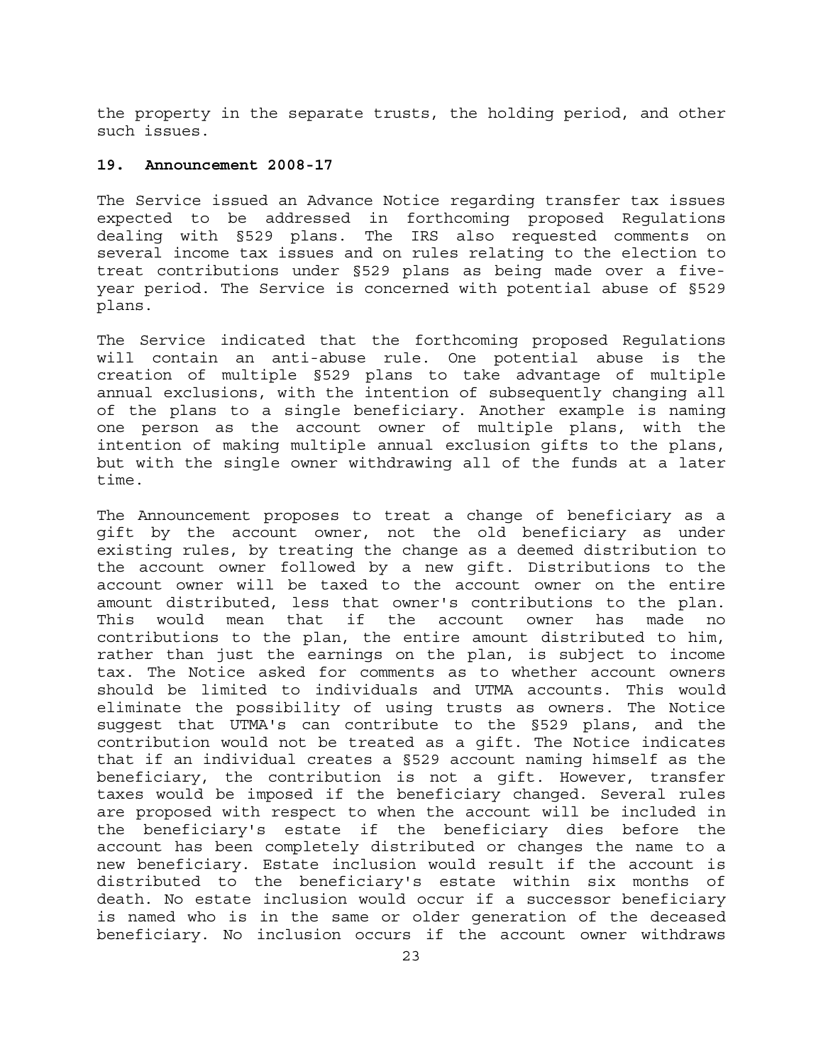the property in the separate trusts, the holding period, and other such issues.

### 19. Announcement 2008-17

The Service issued an Advance Notice regarding transfer tax issues expected to be addressed in forthcoming proposed Regulations dealing with §529 plans. The IRS also requested comments on several income tax issues and on rules relating to the election to treat contributions under §529 plans as being made over a five-year period. The Service is concerned with potential abuse of §529 plans.

The Service indicated that the forthcoming proposed Regulations will contain an anti-abuse rule. One potential abuse is the creation of multiple §529 plans to take advantage of multiple annual exclusions, with the intention of subsequently changing all of the plans to a single beneficiary. Another example is naming one person as the account owner of multiple plans, with the intention of making multiple annual exclusion gifts to the plans, but with the single owner withdrawing all of the funds at a later time.

The Announcement proposes to treat a change of beneficiary as a gift by the account owner, not the old beneficiary as under existing rules, by treating the change as a deemed distribution to the account owner followed by a new gift. Distributions to the account owner will be taxed to the account owner on the entire amount distributed, less that owner's contributions to the plan. This would mean that if the account owner has made no contributions to the plan, the entire amount distributed to him, rather than just the earnings on the plan, is subject to income tax. The Notice asked for comments as to whether account owners should be limited to individuals and UTMA accounts. This would eliminate the possibility of using trusts as owners. The Notice suggest that UTMA's can contribute to the §529 plans, and the contribution would not be treated as a gift. The Notice indicates that if an individual creates a §529 account naming himself as the beneficiary, the contribution is not a gift. However, transfer taxes would be imposed if the beneficiary changed. Several rules are proposed with respect to when the account will be included in the beneficiary's estate if the beneficiary dies before the account has been completely distributed or changes the name to a new beneficiary. Estate inclusion would result if the account is distributed to the beneficiary's estate within six months of death. No estate inclusion would occur if a successor beneficiary is named who is in the same or older generation of the deceased beneficiary. No inclusion occurs if the account owner withdraws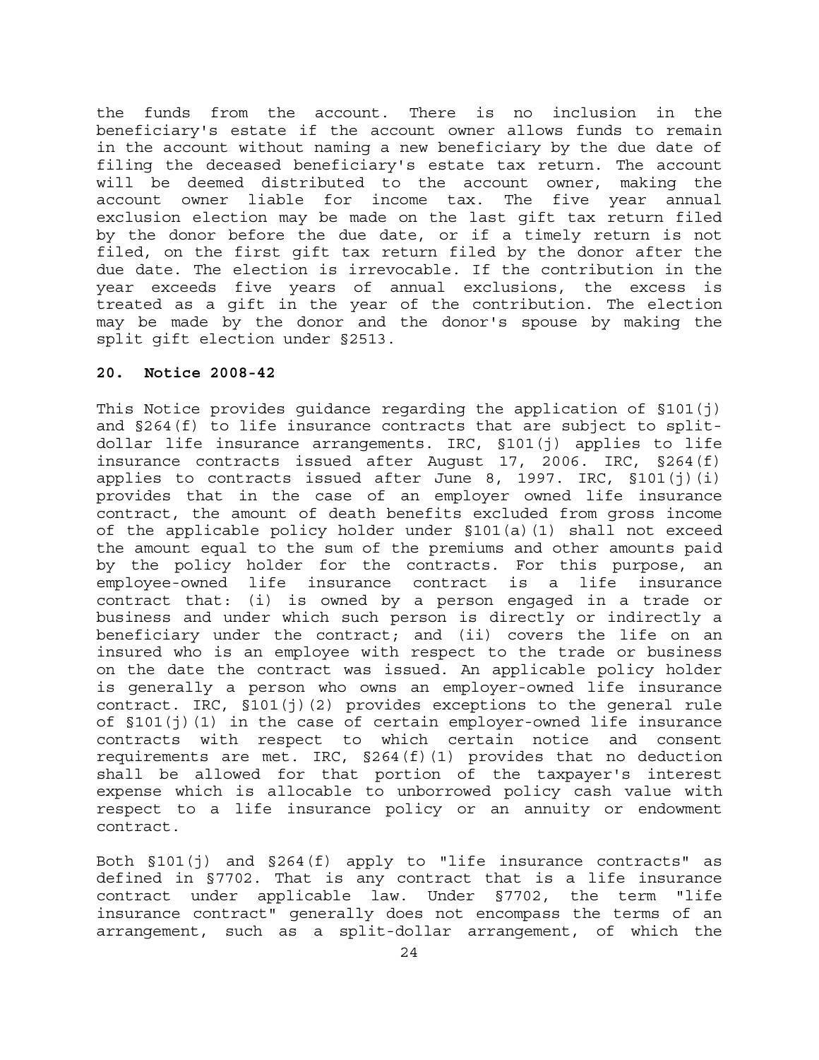the funds from the account. There is no inclusion in the beneficiary's estate if the account owner allows funds to remain in the account without naming a new beneficiary by the due date of filing the deceased beneficiary's estate tax return. The account will be deemed distributed to the account owner, making the account owner liable for income tax. The five year annual exclusion election may be made on the last gift tax return filed by the donor before the due date, or if a timely return is not filed, on the first gift tax return filed by the donor after the due date. The election is irrevocable. If the contribution in the year exceeds five years of annual exclusions, the excess is treated as a gift in the year of the contribution. The election may be made by the donor and the donor's spouse by making the split gift election under §2513.

**20. Notice 2008-42**

This Notice provides guidance regarding the application of §101(j) and §264(f) to life insurance contracts that are subject to split-dollar life insurance arrangements. IRC, §101(j) applies to life insurance contracts issued after August 17, 2006. IRC, §264(f) applies to contracts issued after June 8, 1997. IRC, §101(j)(i) provides that in the case of an employer owned life insurance contract, the amount of death benefits excluded from gross income of the applicable policy holder under §101(a)(1) shall not exceed the amount equal to the sum of the premiums and other amounts paid by the policy holder for the contracts. For this purpose, an employee-owned life insurance contract is a life insurance contract that: (i) is owned by a person engaged in a trade or business and under which such person is directly or indirectly a beneficiary under the contract; and (ii) covers the life on an insured who is an employee with respect to the trade or business on the date the contract was issued. An applicable policy holder is generally a person who owns an employer-owned life insurance contract. IRC, §101(j)(2) provides exceptions to the general rule of §101(j)(1) in the case of certain employer-owned life insurance contracts with respect to which certain notice and consent requirements are met. IRC, §264(f)(1) provides that no deduction shall be allowed for that portion of the taxpayer's interest expense which is allocable to unborrowed policy cash value with respect to a life insurance policy or an annuity or endowment contract.

Both §101(j) and §264(f) apply to "life insurance contracts" as defined in §7702. That is any contract that is a life insurance contract under applicable law. Under §7702, the term "life insurance contract" generally does not encompass the terms of an arrangement, such as a split-dollar arrangement, of which the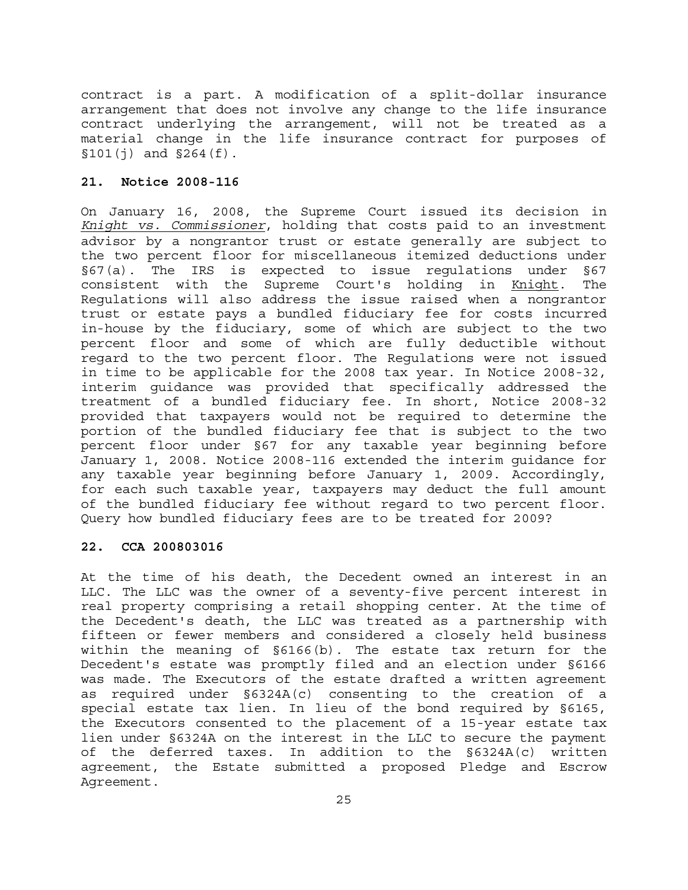contract is a part. A modification of a split-dollar insurance arrangement that does not involve any change to the life insurance contract underlying the arrangement, will not be treated as a material change in the life insurance contract for purposes of §101(j) and §264(f).

**21. Notice 2008-116**

On January 16, 2008, the Supreme Court issued its decision in _Knight vs. Commissioner_, holding that costs paid to an investment advisor by a nongrantor trust or estate generally are subject to the two percent floor for miscellaneous itemized deductions under §67(a). The IRS is expected to issue regulations under §67 consistent with the Supreme Court's holding in _Knight_. The Regulations will also address the issue raised when a nongrantor trust or estate pays a bundled fiduciary fee for costs incurred in-house by the fiduciary, some of which are subject to the two percent floor and some of which are fully deductible without regard to the two percent floor. The Regulations were not issued in time to be applicable for the 2008 tax year. In Notice 2008-32, interim guidance was provided that specifically addressed the treatment of a bundled fiduciary fee. In short, Notice 2008-32 provided that taxpayers would not be required to determine the portion of the bundled fiduciary fee that is subject to the two percent floor under §67 for any taxable year beginning before January 1, 2008. Notice 2008-116 extended the interim guidance for any taxable year beginning before January 1, 2009. Accordingly, for each such taxable year, taxpayers may deduct the full amount of the bundled fiduciary fee without regard to two percent floor. Query how bundled fiduciary fees are to be treated for 2009?

**22. CCA 200803016**

At the time of his death, the Decedent owned an interest in an LLC. The LLC was the owner of a seventy-five percent interest in real property comprising a retail shopping center. At the time of the Decedent's death, the LLC was treated as a partnership with fifteen or fewer members and considered a closely held business within the meaning of §6166(b). The estate tax return for the Decedent's estate was promptly filed and an election under §6166 was made. The Executors of the estate drafted a written agreement as required under §6324A(c) consenting to the creation of a special estate tax lien. In lieu of the bond required by §6165, the Executors consented to the placement of a 15-year estate tax lien under §6324A on the interest in the LLC to secure the payment of the deferred taxes. In addition to the §6324A(c) written agreement, the Estate submitted a proposed Pledge and Escrow Agreement.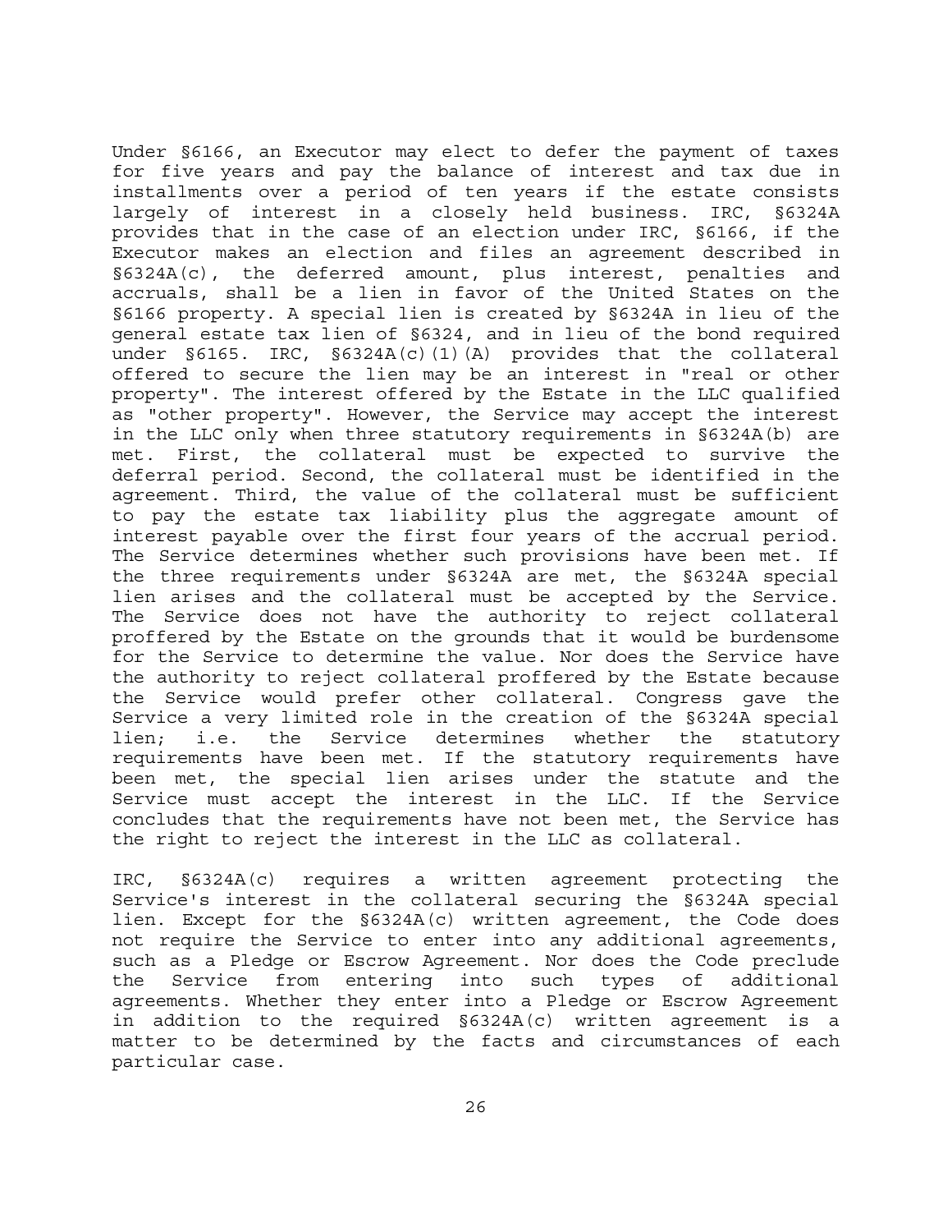Under §6166, an Executor may elect to defer the payment of taxes for five years and pay the balance of interest and tax due in installments over a period of ten years if the estate consists largely of interest in a closely held business. IRC, §6324A provides that in the case of an election under IRC, §6166, if the Executor makes an election and files an agreement described in §6324A(c), the deferred amount, plus interest, penalties and accruals, shall be a lien in favor of the United States on the §6166 property. A special lien is created by §6324A in lieu of the general estate tax lien of §6324, and in lieu of the bond required under §6165. IRC, §6324A(c)(1)(A) provides that the collateral offered to secure the lien may be an interest in "real or other property". The interest offered by the Estate in the LLC qualified as "other property". However, the Service may accept the interest in the LLC only when three statutory requirements in §6324A(b) are met. First, the collateral must be expected to survive the deferral period. Second, the collateral must be identified in the agreement. Third, the value of the collateral must be sufficient to pay the estate tax liability plus the aggregate amount of interest payable over the first four years of the accrual period. The Service determines whether such provisions have been met. If the three requirements under §6324A are met, the §6324A special lien arises and the collateral must be accepted by the Service. The Service does not have the authority to reject collateral proffered by the Estate on the grounds that it would be burdensome for the Service to determine the value. Nor does the Service have the authority to reject collateral proffered by the Estate because the Service would prefer other collateral. Congress gave the Service a very limited role in the creation of the §6324A special lien; i.e. the Service determines whether the statutory requirements have been met. If the statutory requirements have been met, the special lien arises under the statute and the Service must accept the interest in the LLC. If the Service concludes that the requirements have not been met, the Service has the right to reject the interest in the LLC as collateral.

IRC, §6324A(c) requires a written agreement protecting the Service's interest in the collateral securing the §6324A special lien. Except for the §6324A(c) written agreement, the Code does not require the Service to enter into any additional agreements, such as a Pledge or Escrow Agreement. Nor does the Code preclude the Service from entering into such types of additional agreements. Whether they enter into a Pledge or Escrow Agreement in addition to the required §6324A(c) written agreement is a matter to be determined by the facts and circumstances of each particular case.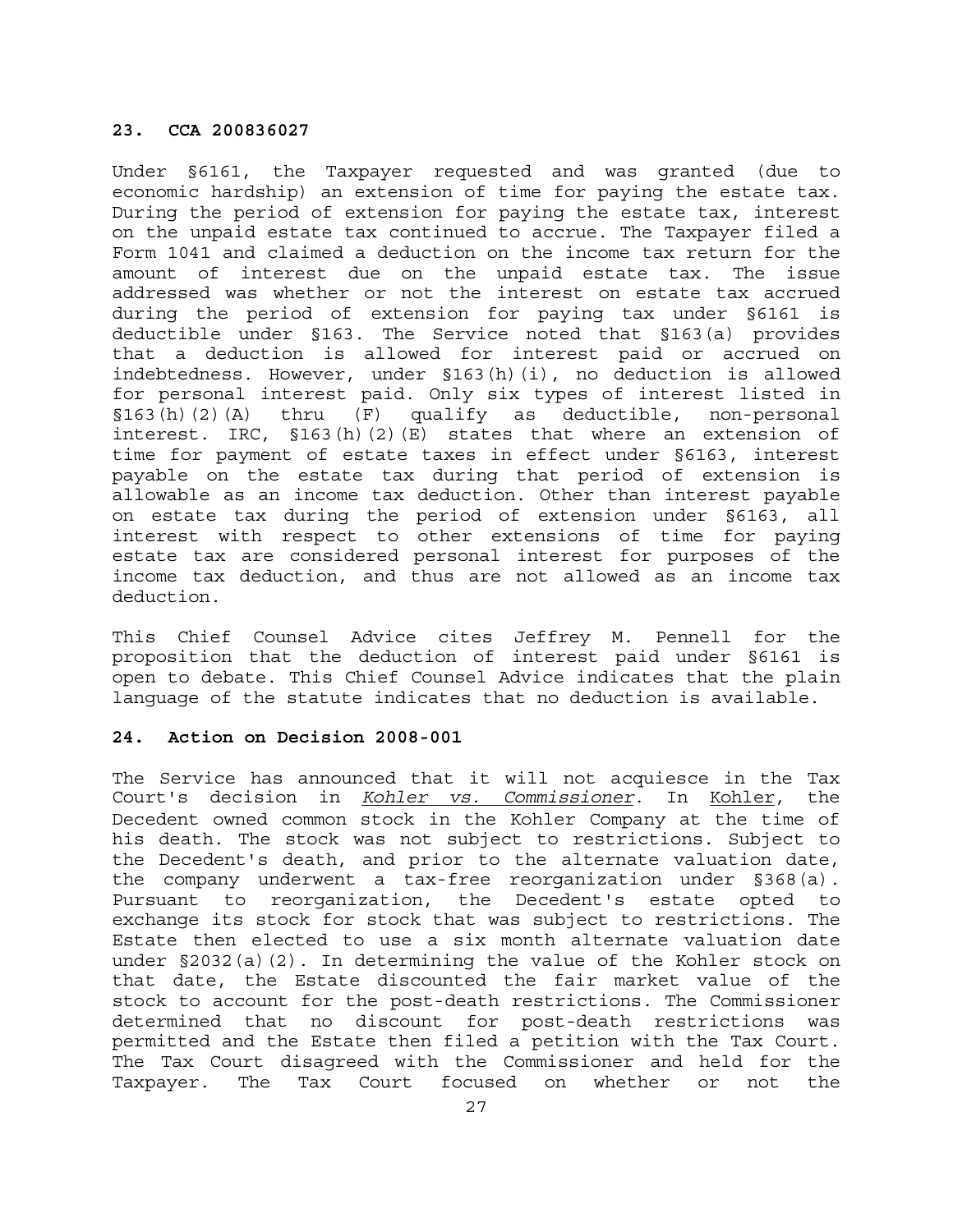### 23. CCA 200836027

Under §6161, the Taxpayer requested and was granted (due to economic hardship) an extension of time for paying the estate tax. During the period of extension for paying the estate tax, interest on the unpaid estate tax continued to accrue. The Taxpayer filed a Form 1041 and claimed a deduction on the income tax return for the amount of interest due on the unpaid estate tax. The issue addressed was whether or not the interest on estate tax accrued during the period of extension for paying tax under §6161 is deductible under §163. The Service noted that §163(a) provides that a deduction is allowed for interest paid or accrued on indebtedness. However, under §163(h)(i), no deduction is allowed for personal interest paid. Only six types of interest listed in §163(h)(2)(A) thru (F) qualify as deductible, non-personal interest. IRC, §163(h)(2)(E) states that where an extension of time for payment of estate taxes in effect under §6163, interest payable on the estate tax during that period of extension is allowable as an income tax deduction. Other than interest payable on estate tax during the period of extension under §6163, all interest with respect to other extensions of time for paying estate tax are considered personal interest for purposes of the income tax deduction, and thus are not allowed as an income tax deduction.

This Chief Counsel Advice cites Jeffrey M. Pennell for the proposition that the deduction of interest paid under §6161 is open to debate. This Chief Counsel Advice indicates that the plain language of the statute indicates that no deduction is available.

### 24. Action on Decision 2008-001

The Service has announced that it will not acquiesce in the Tax Court's decision in *Kohler vs. Commissioner*. In Kohler, the Decedent owned common stock in the Kohler Company at the time of his death. The stock was not subject to restrictions. Subject to the Decedent's death, and prior to the alternate valuation date, the company underwent a tax-free reorganization under §368(a). Pursuant to reorganization, the Decedent's estate opted to exchange its stock for stock that was subject to restrictions. The Estate then elected to use a six month alternate valuation date under §2032(a)(2). In determining the value of the Kohler stock on that date, the Estate discounted the fair market value of the stock to account for the post-death restrictions. The Commissioner determined that no discount for post-death restrictions was permitted and the Estate then filed a petition with the Tax Court. The Tax Court disagreed with the Commissioner and held for the Taxpayer. The Tax Court focused on whether or not the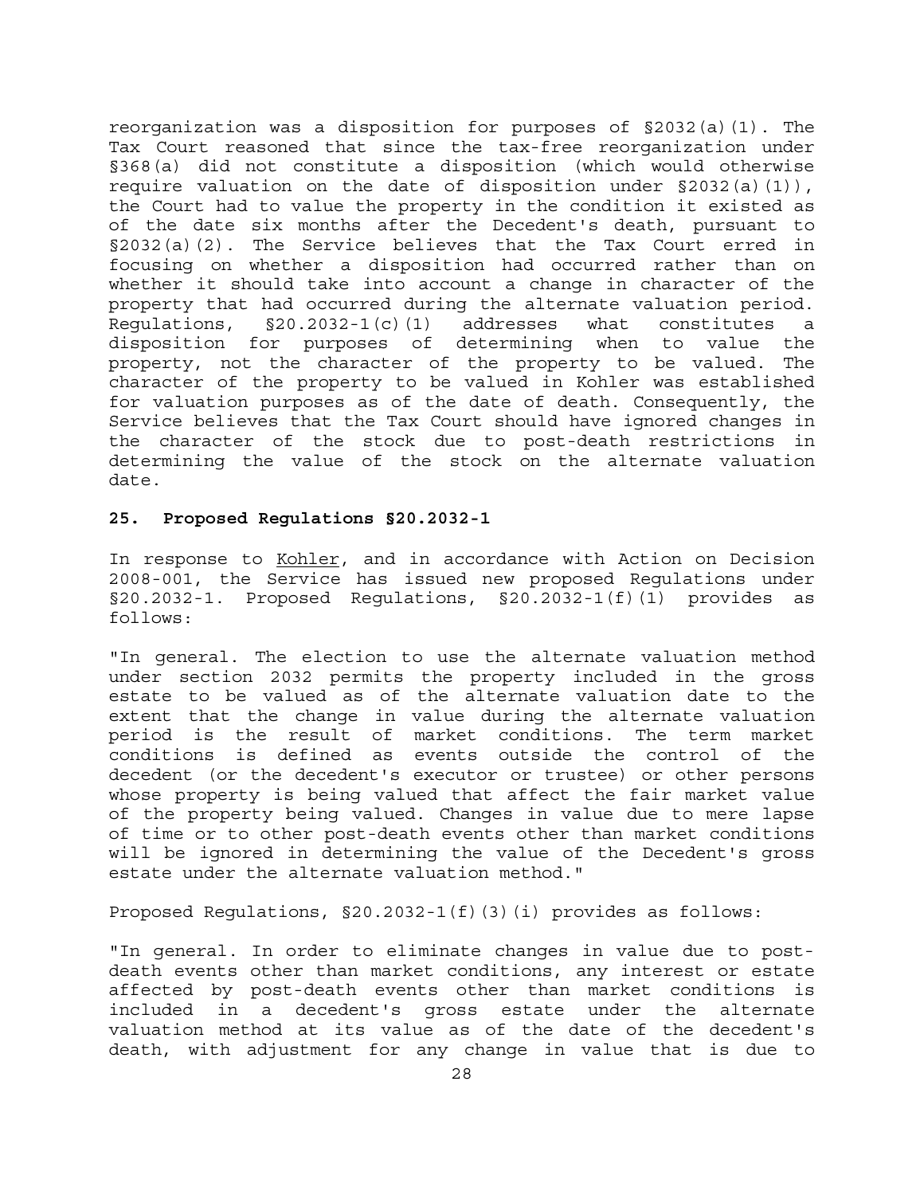reorganization was a disposition for purposes of §2032(a)(1). The Tax Court reasoned that since the tax-free reorganization under §368(a) did not constitute a disposition (which would otherwise require valuation on the date of disposition under §2032(a)(1)), the Court had to value the property in the condition it existed as of the date six months after the Decedent's death, pursuant to §2032(a)(2). The Service believes that the Tax Court erred in focusing on whether a disposition had occurred rather than on whether it should take into account a change in character of the property that had occurred during the alternate valuation period. Regulations, §20.2032-1(c)(1) addresses what constitutes a disposition for purposes of determining when to value the property, not the character of the property to be valued. The character of the property to be valued in Kohler was established for valuation purposes as of the date of death. Consequently, the Service believes that the Tax Court should have ignored changes in the character of the stock due to post-death restrictions in determining the value of the stock on the alternate valuation date.

## 25. Proposed Regulations §20.2032-1

In response to Kohler, and in accordance with Action on Decision 2008-001, the Service has issued new proposed Regulations under §20.2032-1. Proposed Regulations, §20.2032-1(f)(1) provides as follows:

"In general. The election to use the alternate valuation method under section 2032 permits the property included in the gross estate to be valued as of the alternate valuation date to the extent that the change in value during the alternate valuation period is the result of market conditions. The term market conditions is defined as events outside the control of the decedent (or the decedent's executor or trustee) or other persons whose property is being valued that affect the fair market value of the property being valued. Changes in value due to mere lapse of time or to other post-death events other than market conditions will be ignored in determining the value of the Decedent's gross estate under the alternate valuation method."

Proposed Regulations, §20.2032-1(f)(3)(i) provides as follows:

"In general. In order to eliminate changes in value due to post-death events other than market conditions, any interest or estate affected by post-death events other than market conditions is included in a decedent's gross estate under the alternate valuation method at its value as of the date of the decedent's death, with adjustment for any change in value that is due to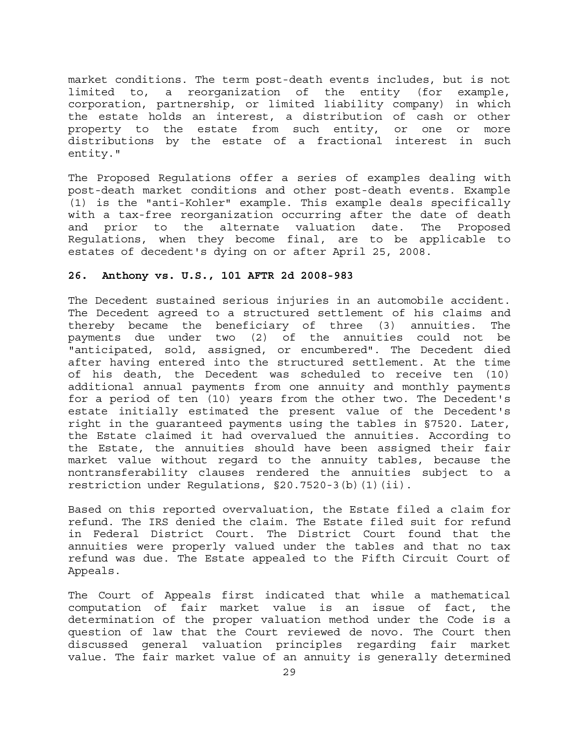market conditions. The term post-death events includes, but is not limited to, a reorganization of the entity (for example, corporation, partnership, or limited liability company) in which the estate holds an interest, a distribution of cash or other property to the estate from such entity, or one or more distributions by the estate of a fractional interest in such entity."

The Proposed Regulations offer a series of examples dealing with post-death market conditions and other post-death events. Example (1) is the "anti-Kohler" example. This example deals specifically with a tax-free reorganization occurring after the date of death and prior to the alternate valuation date. The Proposed Regulations, when they become final, are to be applicable to estates of decedent's dying on or after April 25, 2008.

### 26. Anthony vs. U.S., 101 AFTR 2d 2008-983

The Decedent sustained serious injuries in an automobile accident. The Decedent agreed to a structured settlement of his claims and thereby became the beneficiary of three (3) annuities. The payments due under two (2) of the annuities could not be "anticipated, sold, assigned, or encumbered". The Decedent died after having entered into the structured settlement. At the time of his death, the Decedent was scheduled to receive ten (10) additional annual payments from one annuity and monthly payments for a period of ten (10) years from the other two. The Decedent's estate initially estimated the present value of the Decedent's right in the guaranteed payments using the tables in §7520. Later, the Estate claimed it had overvalued the annuities. According to the Estate, the annuities should have been assigned their fair market value without regard to the annuity tables, because the nontransferability clauses rendered the annuities subject to a restriction under Regulations, §20.7520-3(b)(1)(ii).

Based on this reported overvaluation, the Estate filed a claim for refund. The IRS denied the claim. The Estate filed suit for refund in Federal District Court. The District Court found that the annuities were properly valued under the tables and that no tax refund was due. The Estate appealed to the Fifth Circuit Court of Appeals.

The Court of Appeals first indicated that while a mathematical computation of fair market value is an issue of fact, the determination of the proper valuation method under the Code is a question of law that the Court reviewed de novo. The Court then discussed general valuation principles regarding fair market value. The fair market value of an annuity is generally determined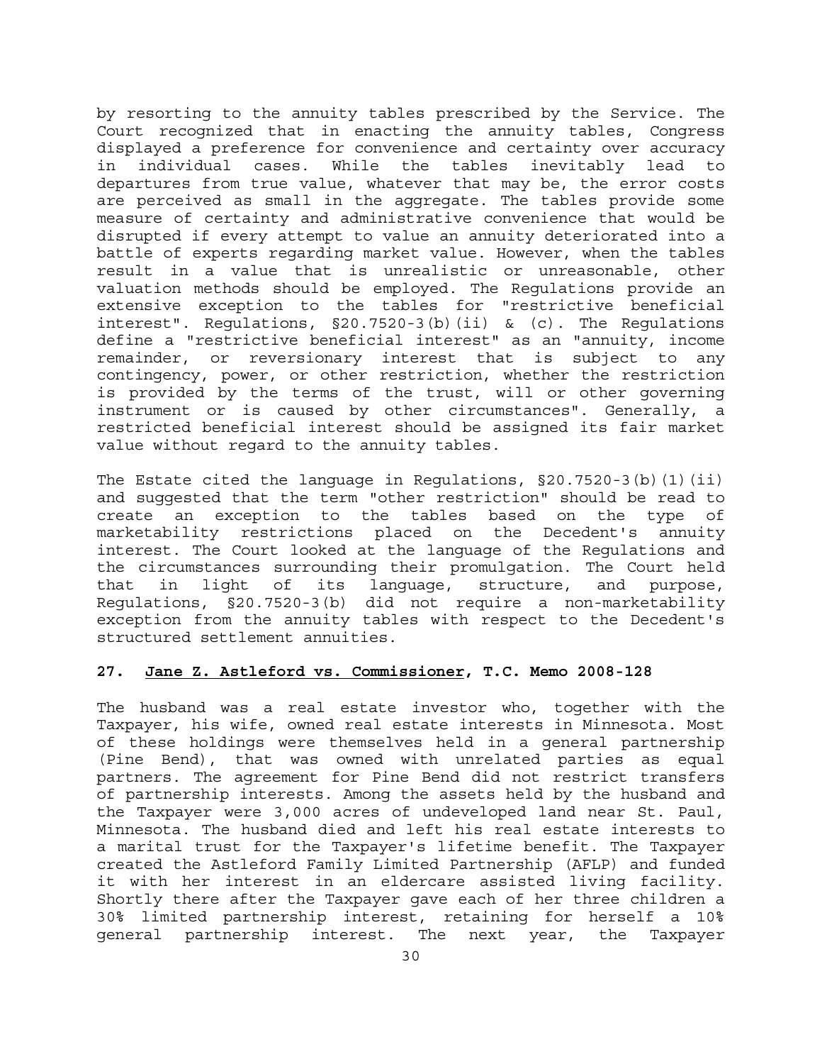by resorting to the annuity tables prescribed by the Service. The Court recognized that in enacting the annuity tables, Congress displayed a preference for convenience and certainty over accuracy in individual cases. While the tables inevitably lead to departures from true value, whatever that may be, the error costs are perceived as small in the aggregate. The tables provide some measure of certainty and administrative convenience that would be disrupted if every attempt to value an annuity deteriorated into a battle of experts regarding market value. However, when the tables result in a value that is unrealistic or unreasonable, other valuation methods should be employed. The Regulations provide an extensive exception to the tables for "restrictive beneficial interest". Regulations, §20.7520-3(b)(ii) & (c). The Regulations define a "restrictive beneficial interest" as an "annuity, income remainder, or reversionary interest that is subject to any contingency, power, or other restriction, whether the restriction is provided by the terms of the trust, will or other governing instrument or is caused by other circumstances". Generally, a restricted beneficial interest should be assigned its fair market value without regard to the annuity tables.

The Estate cited the language in Regulations, §20.7520-3(b)(1)(ii) and suggested that the term "other restriction" should be read to create an exception to the tables based on the type of marketability restrictions placed on the Decedent's annuity interest. The Court looked at the language of the Regulations and the circumstances surrounding their promulgation. The Court held that in light of its language, structure, and purpose, Regulations, §20.7520-3(b) did not require a non-marketability exception from the annuity tables with respect to the Decedent's structured settlement annuities.

**27. <u>Jane Z. Astleford vs. Commissioner</u>, T.C. Memo 2008-128**

The husband was a real estate investor who, together with the Taxpayer, his wife, owned real estate interests in Minnesota. Most of these holdings were themselves held in a general partnership (Pine Bend), that was owned with unrelated parties as equal partners. The agreement for Pine Bend did not restrict transfers of partnership interests. Among the assets held by the husband and the Taxpayer were 3,000 acres of undeveloped land near St. Paul, Minnesota. The husband died and left his real estate interests to a marital trust for the Taxpayer's lifetime benefit. The Taxpayer created the Astleford Family Limited Partnership (AFLP) and funded it with her interest in an eldercare assisted living facility. Shortly there after the Taxpayer gave each of her three children a 30% limited partnership interest, retaining for herself a 10% general partnership interest. The next year, the Taxpayer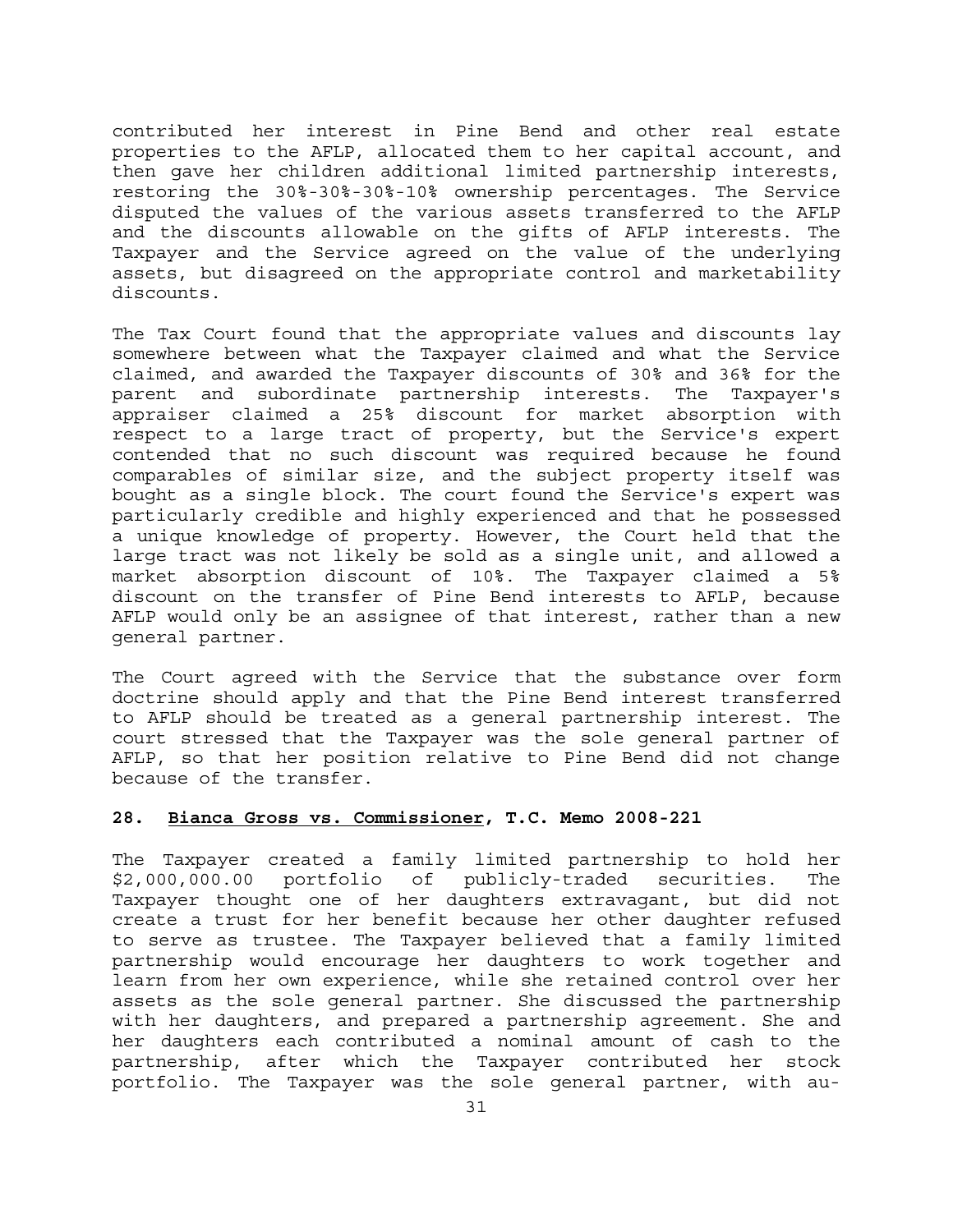contributed her interest in Pine Bend and other real estate properties to the AFLP, allocated them to her capital account, and then gave her children additional limited partnership interests, restoring the 30%-30%-30%-10% ownership percentages. The Service disputed the values of the various assets transferred to the AFLP and the discounts allowable on the gifts of AFLP interests. The Taxpayer and the Service agreed on the value of the underlying assets, but disagreed on the appropriate control and marketability discounts.

The Tax Court found that the appropriate values and discounts lay somewhere between what the Taxpayer claimed and what the Service claimed, and awarded the Taxpayer discounts of 30% and 36% for the parent and subordinate partnership interests. The Taxpayer's appraiser claimed a 25% discount for market absorption with respect to a large tract of property, but the Service's expert contended that no such discount was required because he found comparables of similar size, and the subject property itself was bought as a single block. The court found the Service's expert was particularly credible and highly experienced and that he possessed a unique knowledge of property. However, the Court held that the large tract was not likely be sold as a single unit, and allowed a market absorption discount of 10%. The Taxpayer claimed a 5% discount on the transfer of Pine Bend interests to AFLP, because AFLP would only be an assignee of that interest, rather than a new general partner.

The Court agreed with the Service that the substance over form doctrine should apply and that the Pine Bend interest transferred to AFLP should be treated as a general partnership interest. The court stressed that the Taxpayer was the sole general partner of AFLP, so that her position relative to Pine Bend did not change because of the transfer.

### 28. <u>Bianca Gross vs. Commissioner</u>, T.C. Memo 2008-221

The Taxpayer created a family limited partnership to hold her $2,000,000.00 portfolio of publicly-traded securities. The Taxpayer thought one of her daughters extravagant, but did not create a trust for her benefit because her other daughter refused to serve as trustee. The Taxpayer believed that a family limited partnership would encourage her daughters to work together and learn from her own experience, while she retained control over her assets as the sole general partner. She discussed the partnership with her daughters, and prepared a partnership agreement. She and her daughters each contributed a nominal amount of cash to the partnership, after which the Taxpayer contributed her stock portfolio. The Taxpayer was the sole general partner, with au-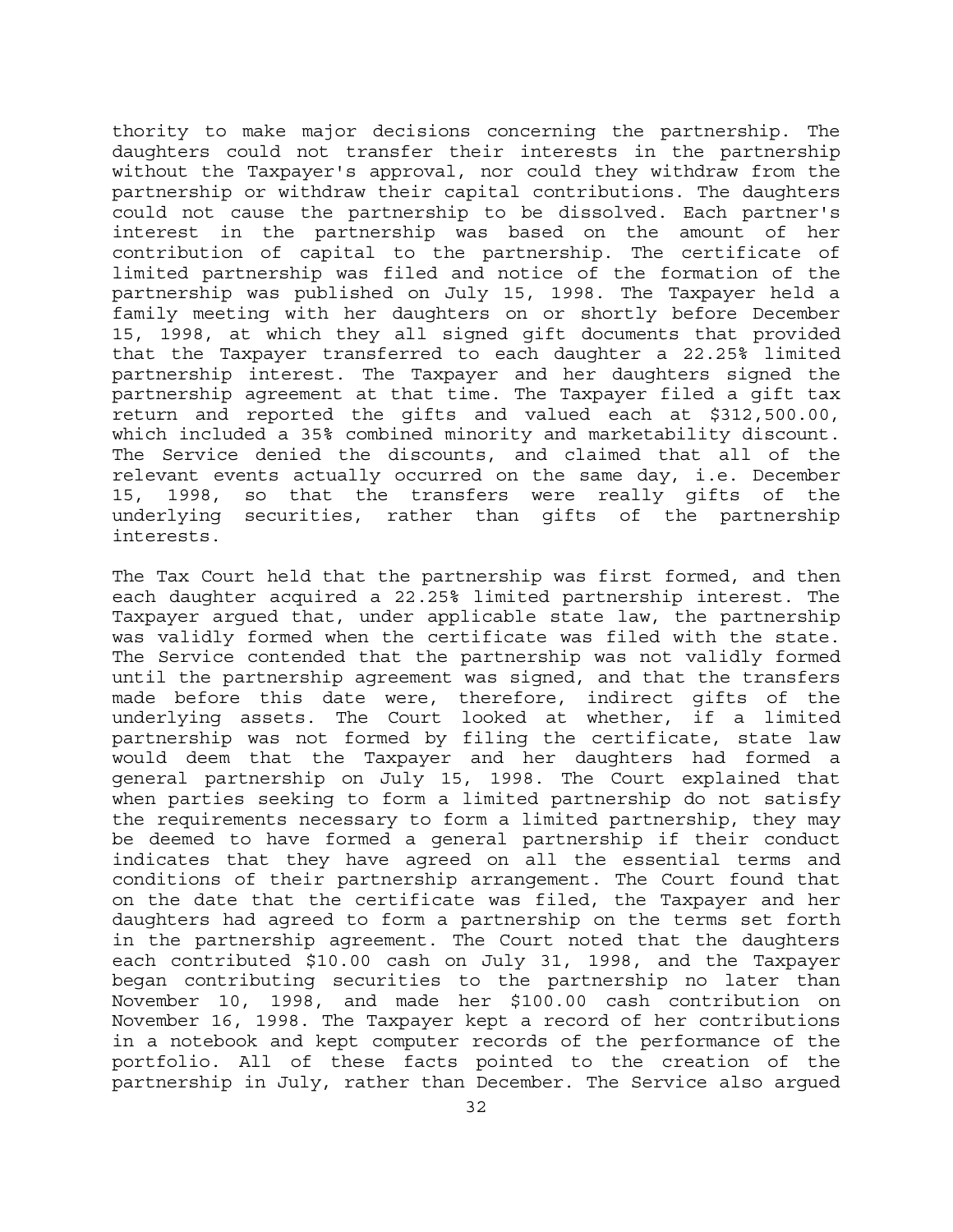thority to make major decisions concerning the partnership. The daughters could not transfer their interests in the partnership without the Taxpayer's approval, nor could they withdraw from the partnership or withdraw their capital contributions. The daughters could not cause the partnership to be dissolved. Each partner's interest in the partnership was based on the amount of her contribution of capital to the partnership. The certificate of limited partnership was filed and notice of the formation of the partnership was published on July 15, 1998. The Taxpayer held a family meeting with her daughters on or shortly before December 15, 1998, at which they all signed gift documents that provided that the Taxpayer transferred to each daughter a 22.25% limited partnership interest. The Taxpayer and her daughters signed the partnership agreement at that time. The Taxpayer filed a gift tax return and reported the gifts and valued each at $312,500.00, which included a 35% combined minority and marketability discount. The Service denied the discounts, and claimed that all of the relevant events actually occurred on the same day, i.e. December 15, 1998, so that the transfers were really gifts of the underlying securities, rather than gifts of the partnership interests.

The Tax Court held that the partnership was first formed, and then each daughter acquired a 22.25% limited partnership interest. The Taxpayer argued that, under applicable state law, the partnership was validly formed when the certificate was filed with the state. The Service contended that the partnership was not validly formed until the partnership agreement was signed, and that the transfers made before this date were, therefore, indirect gifts of the underlying assets. The Court looked at whether, if a limited partnership was not formed by filing the certificate, state law would deem that the Taxpayer and her daughters had formed a general partnership on July 15, 1998. The Court explained that when parties seeking to form a limited partnership do not satisfy the requirements necessary to form a limited partnership, they may be deemed to have formed a general partnership if their conduct indicates that they have agreed on all the essential terms and conditions of their partnership arrangement. The Court found that on the date that the certificate was filed, the Taxpayer and her daughters had agreed to form a partnership on the terms set forth in the partnership agreement. The Court noted that the daughters each contributed $10.00 cash on July 31, 1998, and the Taxpayer began contributing securities to the partnership no later than November 10, 1998, and made her $100.00 cash contribution on November 16, 1998. The Taxpayer kept a record of her contributions in a notebook and kept computer records of the performance of the portfolio. All of these facts pointed to the creation of the partnership in July, rather than December. The Service also argued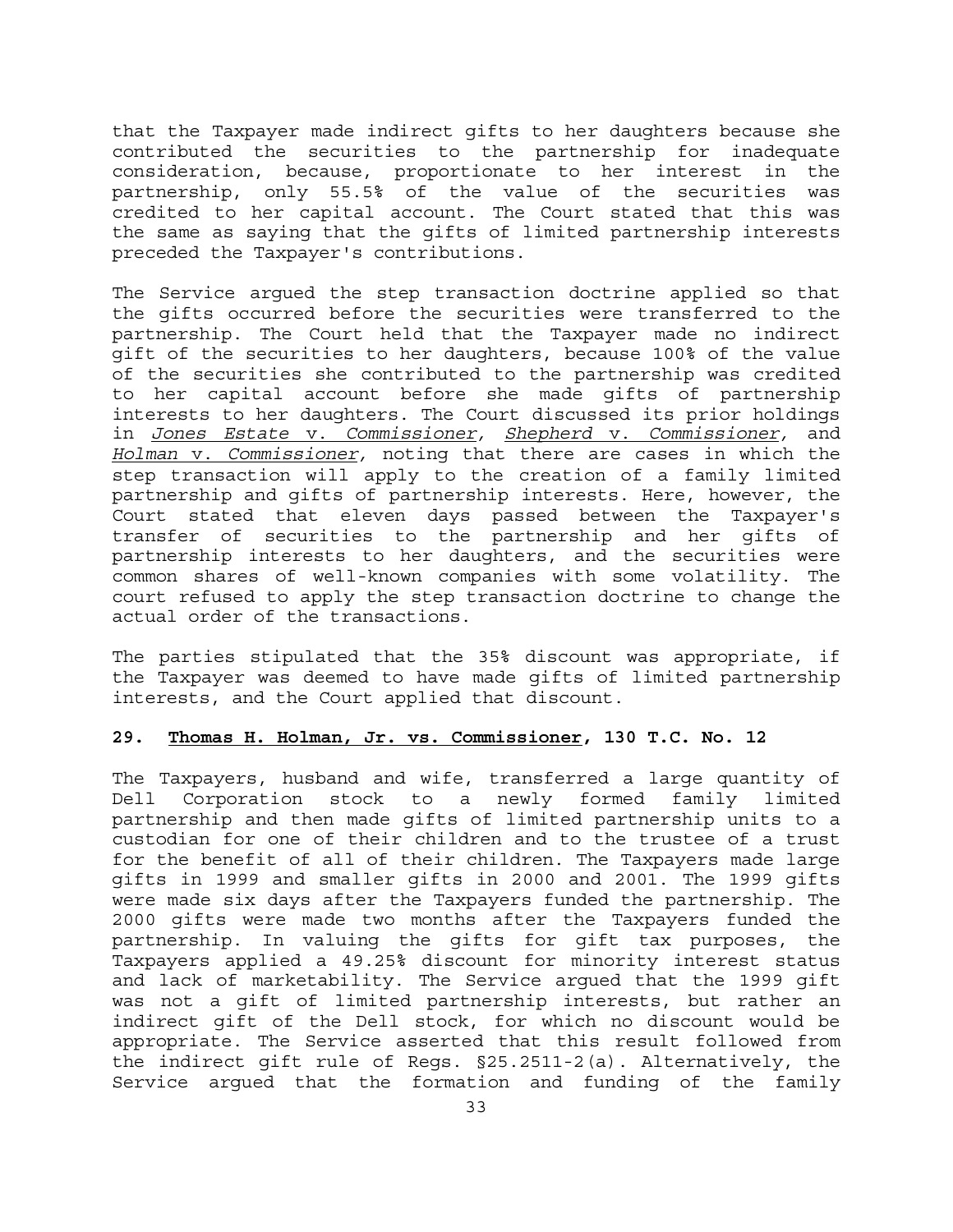that the Taxpayer made indirect gifts to her daughters because she contributed the securities to the partnership for inadequate consideration, because, proportionate to her interest in the partnership, only 55.5% of the value of the securities was credited to her capital account. The Court stated that this was the same as saying that the gifts of limited partnership interests preceded the Taxpayer's contributions.

The Service argued the step transaction doctrine applied so that the gifts occurred before the securities were transferred to the partnership. The Court held that the Taxpayer made no indirect gift of the securities to her daughters, because 100% of the value of the securities she contributed to the partnership was credited to her capital account before she made gifts of partnership interests to her daughters. The Court discussed its prior holdings in *Jones Estate v. Commissioner*, *Shepherd v. Commissioner*, and *Holman v. Commissioner*, noting that there are cases in which the step transaction will apply to the creation of a family limited partnership and gifts of partnership interests. Here, however, the Court stated that eleven days passed between the Taxpayer's transfer of securities to the partnership and her gifts of partnership interests to her daughters, and the securities were common shares of well-known companies with some volatility. The court refused to apply the step transaction doctrine to change the actual order of the transactions.

The parties stipulated that the 35% discount was appropriate, if the Taxpayer was deemed to have made gifts of limited partnership interests, and the Court applied that discount.

**29. Thomas H. Holman, Jr. vs. Commissioner, 130 T.C. No. 12**

The Taxpayers, husband and wife, transferred a large quantity of Dell Corporation stock to a newly formed family limited partnership and then made gifts of limited partnership units to a custodian for one of their children and to the trustee of a trust for the benefit of all of their children. The Taxpayers made large gifts in 1999 and smaller gifts in 2000 and 2001. The 1999 gifts were made six days after the Taxpayers funded the partnership. The 2000 gifts were made two months after the Taxpayers funded the partnership. In valuing the gifts for gift tax purposes, the Taxpayers applied a 49.25% discount for minority interest status and lack of marketability. The Service argued that the 1999 gift was not a gift of limited partnership interests, but rather an indirect gift of the Dell stock, for which no discount would be appropriate. The Service asserted that this result followed from the indirect gift rule of Regs. §25.2511-2(a). Alternatively, the Service argued that the formation and funding of the family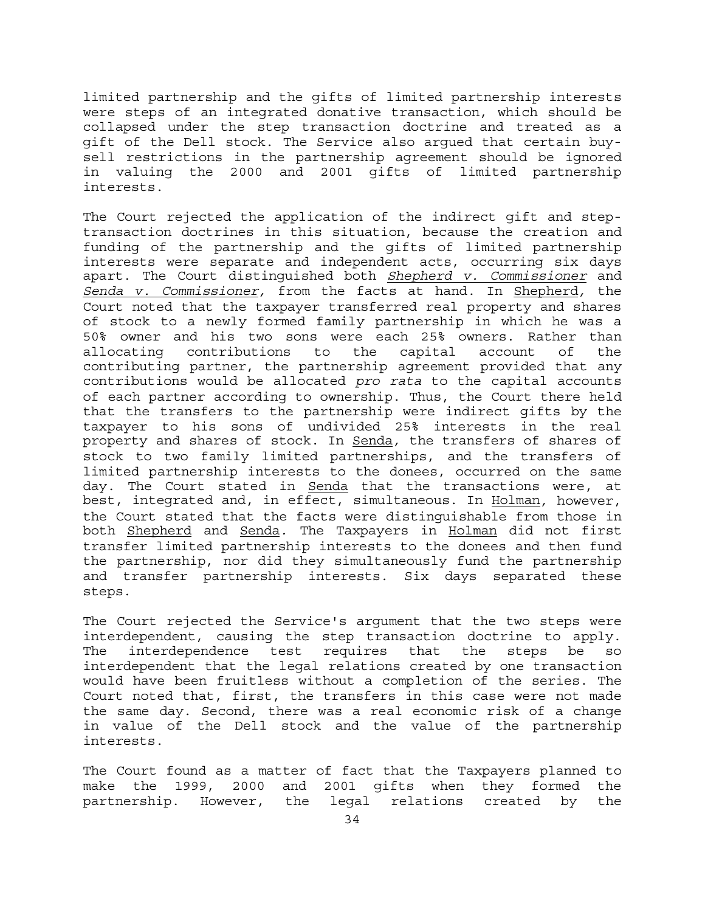limited partnership and the gifts of limited partnership interests were steps of an integrated donative transaction, which should be collapsed under the step transaction doctrine and treated as a gift of the Dell stock. The Service also argued that certain buy-sell restrictions in the partnership agreement should be ignored in valuing the 2000 and 2001 gifts of limited partnership interests.

The Court rejected the application of the indirect gift and step-transaction doctrines in this situation, because the creation and funding of the partnership and the gifts of limited partnership interests were separate and independent acts, occurring six days apart. The Court distinguished both *Shepherd v. Commissioner* and *Senda v. Commissioner*, from the facts at hand. In Shepherd, the Court noted that the taxpayer transferred real property and shares of stock to a newly formed family partnership in which he was a 50% owner and his two sons were each 25% owners. Rather than allocating contributions to the capital account of the contributing partner, the partnership agreement provided that any contributions would be allocated *pro rata* to the capital accounts of each partner according to ownership. Thus, the Court there held that the transfers to the partnership were indirect gifts by the taxpayer to his sons of undivided 25% interests in the real property and shares of stock. In Senda, the transfers of shares of stock to two family limited partnerships, and the transfers of limited partnership interests to the donees, occurred on the same day. The Court stated in Senda that the transactions were, at best, integrated and, in effect, simultaneous. In Holman, however, the Court stated that the facts were distinguishable from those in both Shepherd and Senda. The Taxpayers in Holman did not first transfer limited partnership interests to the donees and then fund the partnership, nor did they simultaneously fund the partnership and transfer partnership interests. Six days separated these steps.

The Court rejected the Service's argument that the two steps were interdependent, causing the step transaction doctrine to apply. The interdependence test requires that the steps be so interdependent that the legal relations created by one transaction would have been fruitless without a completion of the series. The Court noted that, first, the transfers in this case were not made the same day. Second, there was a real economic risk of a change in value of the Dell stock and the value of the partnership interests.

The Court found as a matter of fact that the Taxpayers planned to make the 1999, 2000 and 2001 gifts when they formed the partnership. However, the legal relations created by the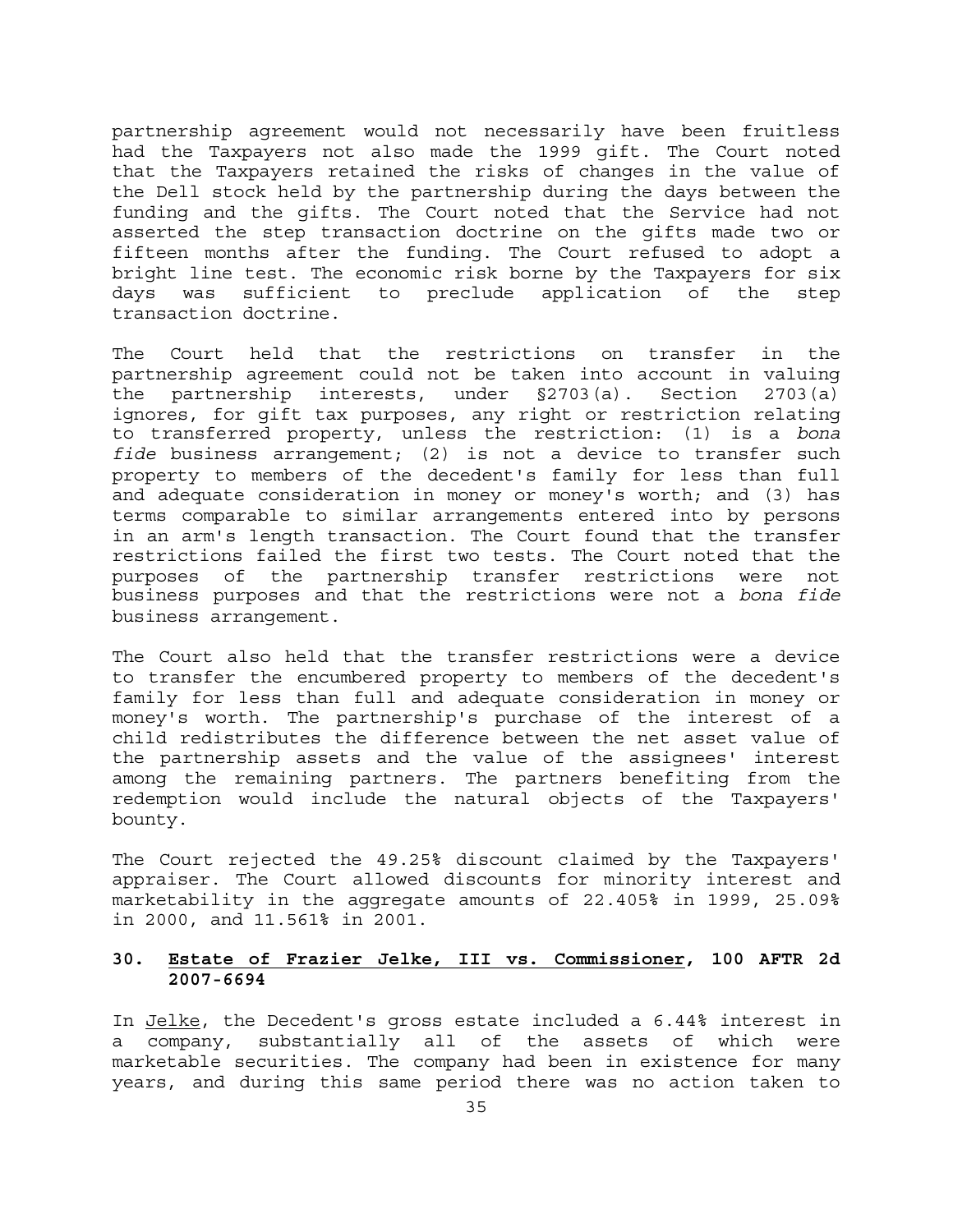partnership agreement would not necessarily have been fruitless had the Taxpayers not also made the 1999 gift. The Court noted that the Taxpayers retained the risks of changes in the value of the Dell stock held by the partnership during the days between the funding and the gifts. The Court noted that the Service had not asserted the step transaction doctrine on the gifts made two or fifteen months after the funding. The Court refused to adopt a bright line test. The economic risk borne by the Taxpayers for six days was sufficient to preclude application of the step transaction doctrine.

The Court held that the restrictions on transfer in the partnership agreement could not be taken into account in valuing the partnership interests, under §2703(a). Section 2703(a) ignores, for gift tax purposes, any right or restriction relating to transferred property, unless the restriction: (1) is a *bona fide* business arrangement; (2) is not a device to transfer such property to members of the decedent's family for less than full and adequate consideration in money or money's worth; and (3) has terms comparable to similar arrangements entered into by persons in an arm's length transaction. The Court found that the transfer restrictions failed the first two tests. The Court noted that the purposes of the partnership transfer restrictions were not business purposes and that the restrictions were not a *bona fide* business arrangement.

The Court also held that the transfer restrictions were a device to transfer the encumbered property to members of the decedent's family for less than full and adequate consideration in money or money's worth. The partnership's purchase of the interest of a child redistributes the difference between the net asset value of the partnership assets and the value of the assignees' interest among the remaining partners. The partners benefiting from the redemption would include the natural objects of the Taxpayers' bounty.

The Court rejected the 49.25% discount claimed by the Taxpayers' appraiser. The Court allowed discounts for minority interest and marketability in the aggregate amounts of 22.405% in 1999, 25.09% in 2000, and 11.561% in 2001.

### 30. <u>Estate of Frazier Jelke, III vs. Commissioner</u>, 100 AFTR 2d 2007-6694

In <u>Jelke</u>, the Decedent's gross estate included a 6.44% interest in a company, substantially all of the assets of which were marketable securities. The company had been in existence for many years, and during this same period there was no action taken to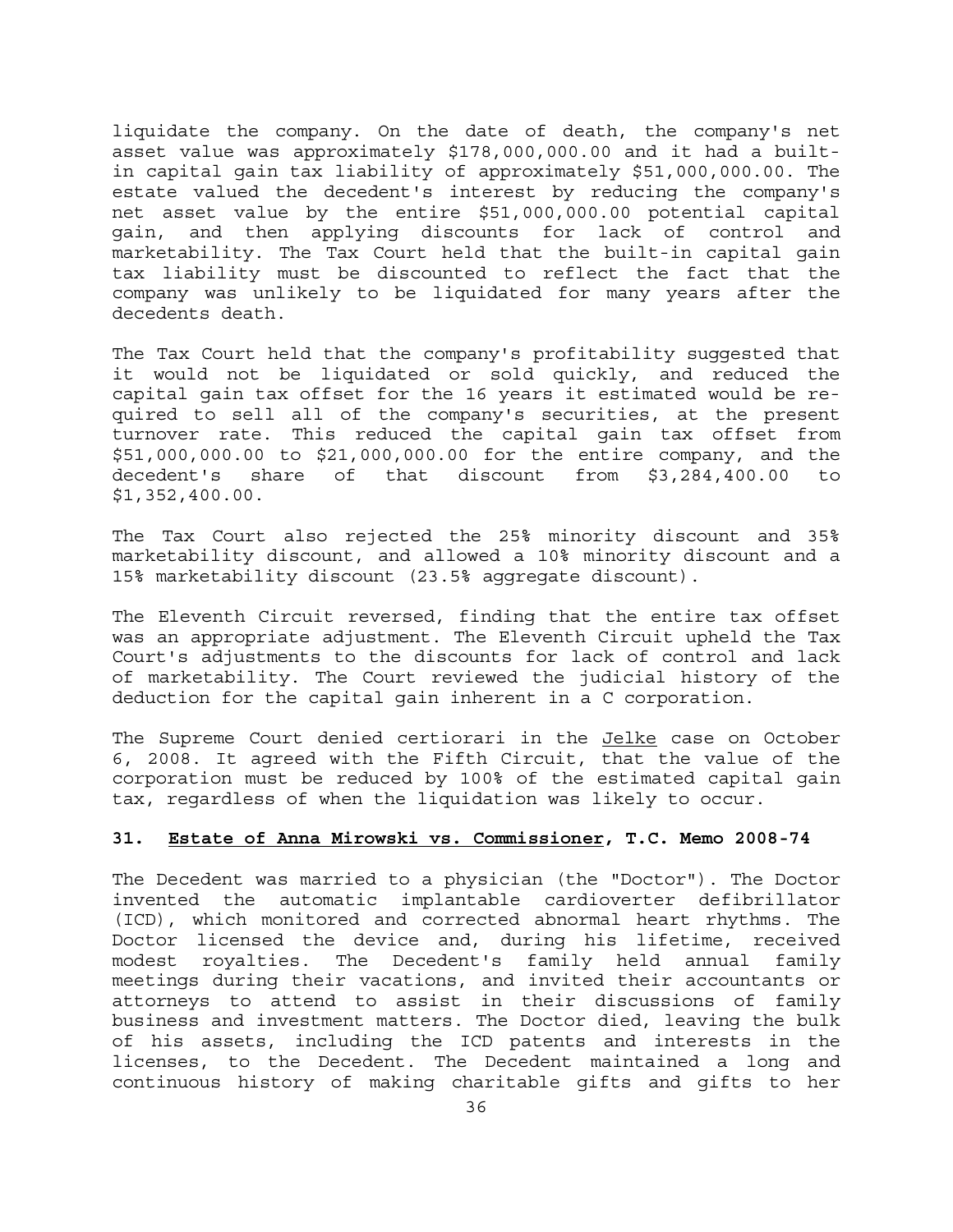liquidate the company. On the date of death, the company's net asset value was approximately $178,000,000.00 and it had a built-in capital gain tax liability of approximately $51,000,000.00. The estate valued the decedent's interest by reducing the company's net asset value by the entire $51,000,000.00 potential capital gain, and then applying discounts for lack of control and marketability. The Tax Court held that the built-in capital gain tax liability must be discounted to reflect the fact that the company was unlikely to be liquidated for many years after the decedents death.

The Tax Court held that the company's profitability suggested that it would not be liquidated or sold quickly, and reduced the capital gain tax offset for the 16 years it estimated would be required to sell all of the company's securities, at the present turnover rate. This reduced the capital gain tax offset from $51,000,000.00 to $21,000,000.00 for the entire company, and the decedent's share of that discount from $3,284,400.00 to $1,352,400.00.

The Tax Court also rejected the 25% minority discount and 35% marketability discount, and allowed a 10% minority discount and a 15% marketability discount (23.5% aggregate discount).

The Eleventh Circuit reversed, finding that the entire tax offset was an appropriate adjustment. The Eleventh Circuit upheld the Tax Court's adjustments to the discounts for lack of control and lack of marketability. The Court reviewed the judicial history of the deduction for the capital gain inherent in a C corporation.

The Supreme Court denied certiorari in the Jelke case on October 6, 2008. It agreed with the Fifth Circuit, that the value of the corporation must be reduced by 100% of the estimated capital gain tax, regardless of when the liquidation was likely to occur.

### 31. Estate of Anna Mirowski vs. Commissioner, T.C. Memo 2008-74

The Decedent was married to a physician (the "Doctor"). The Doctor invented the automatic implantable cardioverter defibrillator (ICD), which monitored and corrected abnormal heart rhythms. The Doctor licensed the device and, during his lifetime, received modest royalties. The Decedent's family held annual family meetings during their vacations, and invited their accountants or attorneys to attend to assist in their discussions of family business and investment matters. The Doctor died, leaving the bulk of his assets, including the ICD patents and interests in the licenses, to the Decedent. The Decedent maintained a long and continuous history of making charitable gifts and gifts to her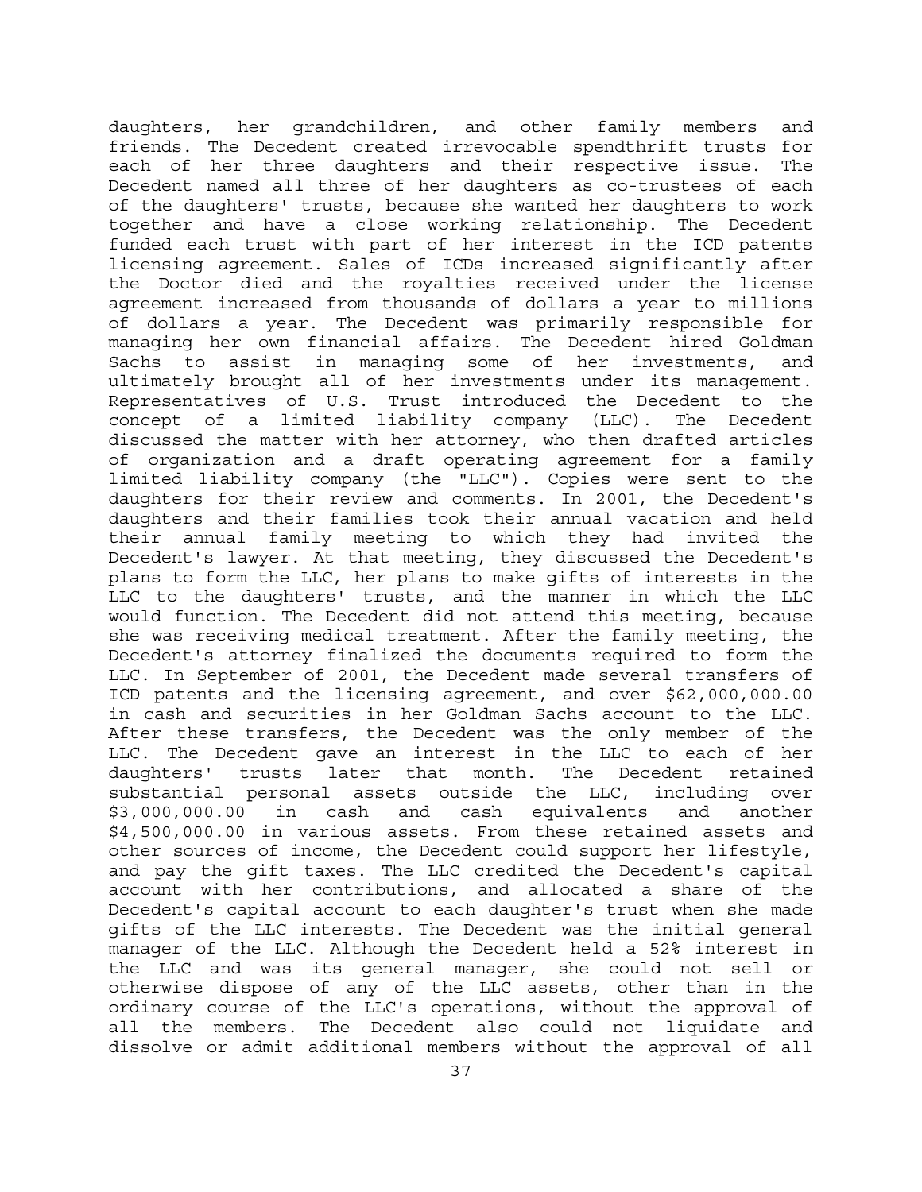daughters, her grandchildren, and other family members and friends. The Decedent created irrevocable spendthrift trusts for each of her three daughters and their respective issue. The Decedent named all three of her daughters as co-trustees of each of the daughters' trusts, because she wanted her daughters to work together and have a close working relationship. The Decedent funded each trust with part of her interest in the ICD patents licensing agreement. Sales of ICDs increased significantly after the Doctor died and the royalties received under the license agreement increased from thousands of dollars a year to millions of dollars a year. The Decedent was primarily responsible for managing her own financial affairs. The Decedent hired Goldman Sachs to assist in managing some of her investments, and ultimately brought all of her investments under its management. Representatives of U.S. Trust introduced the Decedent to the concept of a limited liability company (LLC). The Decedent discussed the matter with her attorney, who then drafted articles of organization and a draft operating agreement for a family limited liability company (the "LLC"). Copies were sent to the daughters for their review and comments. In 2001, the Decedent's daughters and their families took their annual vacation and held their annual family meeting to which they had invited the Decedent's lawyer. At that meeting, they discussed the Decedent's plans to form the LLC, her plans to make gifts of interests in the LLC to the daughters' trusts, and the manner in which the LLC would function. The Decedent did not attend this meeting, because she was receiving medical treatment. After the family meeting, the Decedent's attorney finalized the documents required to form the LLC. In September of 2001, the Decedent made several transfers of ICD patents and the licensing agreement, and over $62,000,000.00 in cash and securities in her Goldman Sachs account to the LLC. After these transfers, the Decedent was the only member of the LLC. The Decedent gave an interest in the LLC to each of her daughters' trusts later that month. The Decedent retained substantial personal assets outside the LLC, including over $3,000,000.00 in cash and cash equivalents and another $4,500,000.00 in various assets. From these retained assets and other sources of income, the Decedent could support her lifestyle, and pay the gift taxes. The LLC credited the Decedent's capital account with her contributions, and allocated a share of the Decedent's capital account to each daughter's trust when she made gifts of the LLC interests. The Decedent was the initial general manager of the LLC. Although the Decedent held a 52% interest in the LLC and was its general manager, she could not sell or otherwise dispose of any of the LLC assets, other than in the ordinary course of the LLC's operations, without the approval of all the members. The Decedent also could not liquidate and dissolve or admit additional members without the approval of all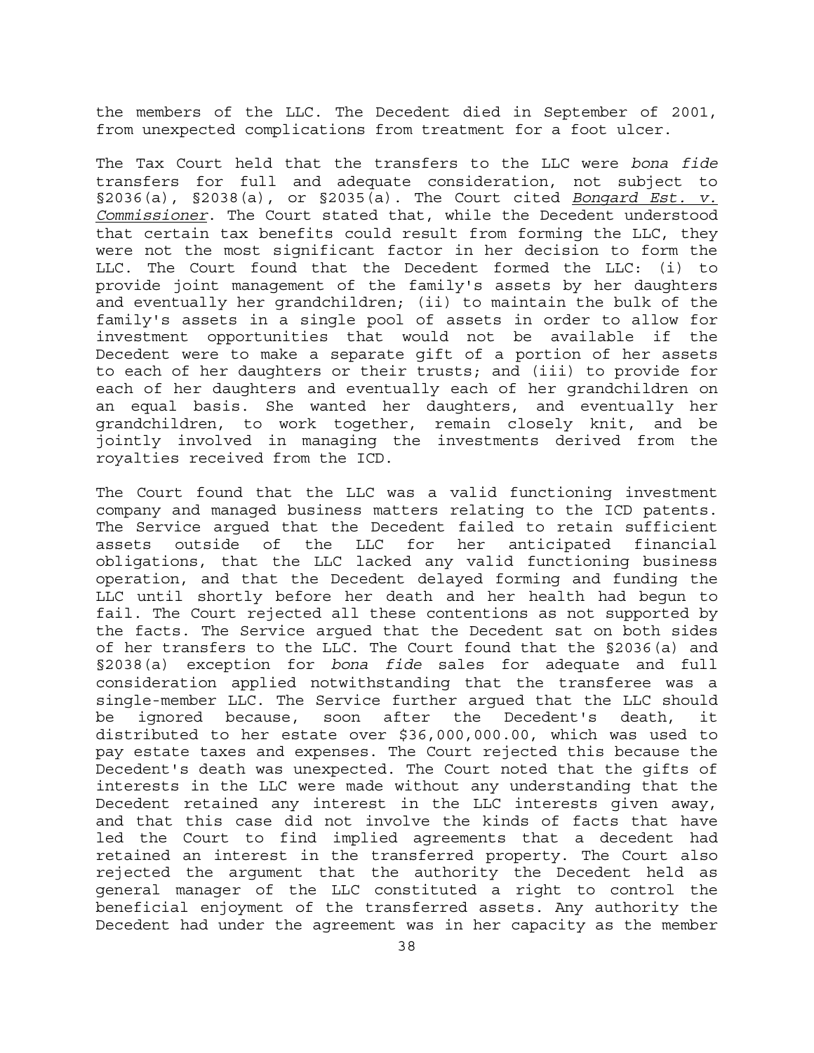the members of the LLC. The Decedent died in September of 2001, from unexpected complications from treatment for a foot ulcer.

The Tax Court held that the transfers to the LLC were *bona fide* transfers for full and adequate consideration, not subject to §2036(a), §2038(a), or §2035(a). The Court cited *Bongard Est. v. Commissioner*. The Court stated that, while the Decedent understood that certain tax benefits could result from forming the LLC, they were not the most significant factor in her decision to form the LLC. The Court found that the Decedent formed the LLC: (i) to provide joint management of the family's assets by her daughters and eventually her grandchildren; (ii) to maintain the bulk of the family's assets in a single pool of assets in order to allow for investment opportunities that would not be available if the Decedent were to make a separate gift of a portion of her assets to each of her daughters or their trusts; and (iii) to provide for each of her daughters and eventually each of her grandchildren on an equal basis. She wanted her daughters, and eventually her grandchildren, to work together, remain closely knit, and be jointly involved in managing the investments derived from the royalties received from the ICD.

The Court found that the LLC was a valid functioning investment company and managed business matters relating to the ICD patents. The Service argued that the Decedent failed to retain sufficient assets outside of the LLC for her anticipated financial obligations, that the LLC lacked any valid functioning business operation, and that the Decedent delayed forming and funding the LLC until shortly before her death and her health had begun to fail. The Court rejected all these contentions as not supported by the facts. The Service argued that the Decedent sat on both sides of her transfers to the LLC. The Court found that the §2036(a) and §2038(a) exception for *bona fide* sales for adequate and full consideration applied notwithstanding that the transferee was a single-member LLC. The Service further argued that the LLC should be ignored because, soon after the Decedent's death, it distributed to her estate over $36,000,000.00, which was used to pay estate taxes and expenses. The Court rejected this because the Decedent's death was unexpected. The Court noted that the gifts of interests in the LLC were made without any understanding that the Decedent retained any interest in the LLC interests given away, and that this case did not involve the kinds of facts that have led the Court to find implied agreements that a decedent had retained an interest in the transferred property. The Court also rejected the argument that the authority the Decedent held as general manager of the LLC constituted a right to control the beneficial enjoyment of the transferred assets. Any authority the Decedent had under the agreement was in her capacity as the member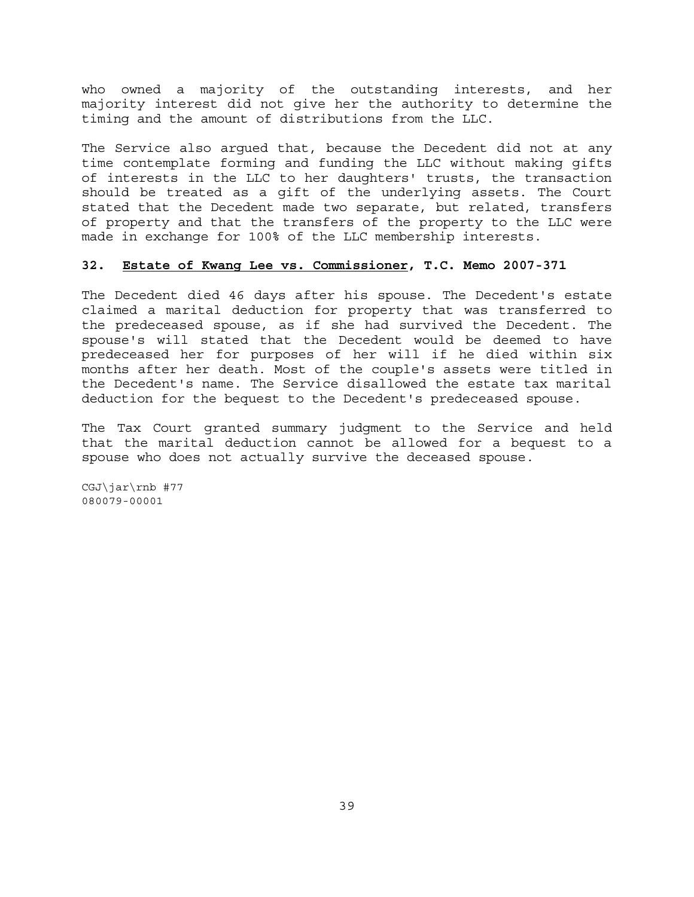who owned a majority of the outstanding interests, and her majority interest did not give her the authority to determine the timing and the amount of distributions from the LLC.

The Service also argued that, because the Decedent did not at any time contemplate forming and funding the LLC without making gifts of interests in the LLC to her daughters' trusts, the transaction should be treated as a gift of the underlying assets. The Court stated that the Decedent made two separate, but related, transfers of property and that the transfers of the property to the LLC were made in exchange for 100% of the LLC membership interests.

**32. <u>Estate of Kwang Lee vs. Commissioner</u>, T.C. Memo 2007-371**

The Decedent died 46 days after his spouse. The Decedent's estate claimed a marital deduction for property that was transferred to the predeceased spouse, as if she had survived the Decedent. The spouse's will stated that the Decedent would be deemed to have predeceased her for purposes of her will if he died within six months after her death. Most of the couple's assets were titled in the Decedent's name. The Service disallowed the estate tax marital deduction for the bequest to the Decedent's predeceased spouse.

The Tax Court granted summary judgment to the Service and held that the marital deduction cannot be allowed for a bequest to a spouse who does not actually survive the deceased spouse.

CGJ\jar\rnb #77
080079-00001